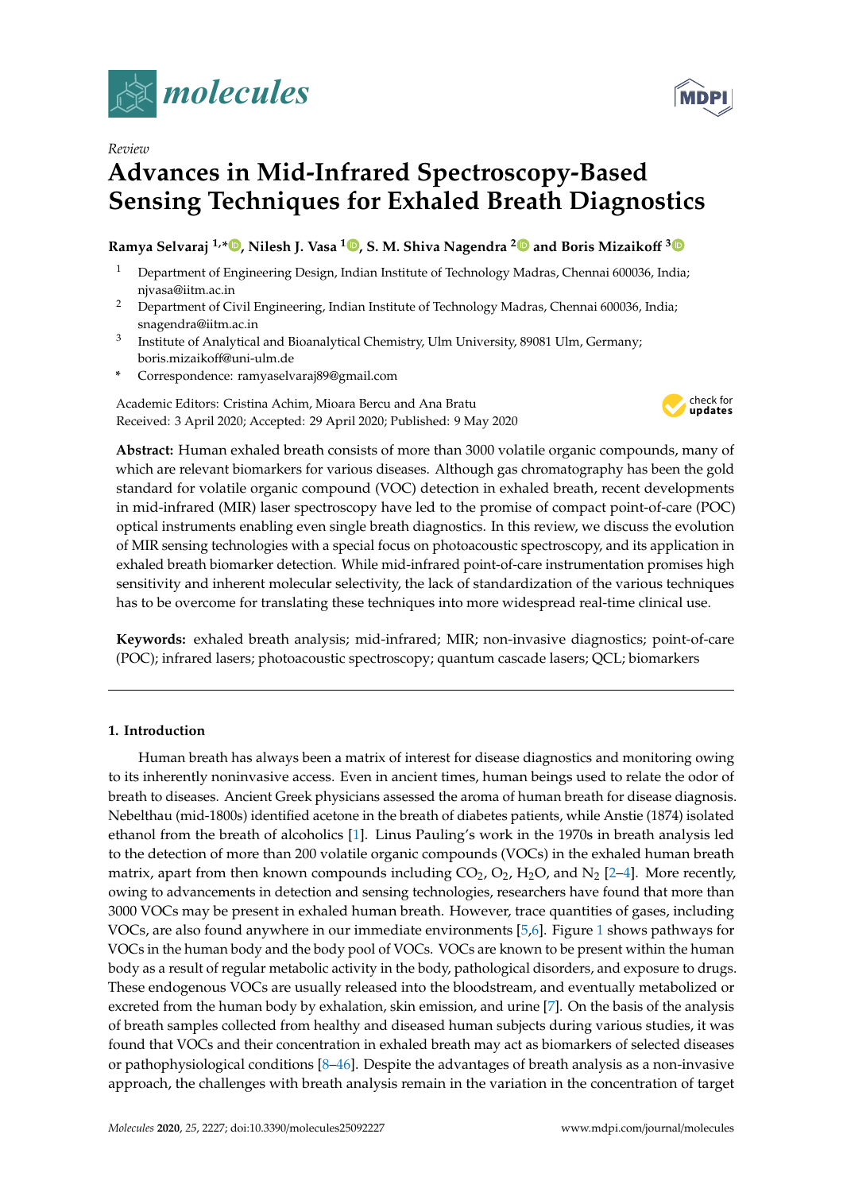*Review*

# Advances in Mid-Infrared Spectroscopy-Based Sensing Techniques for Exhaled Breath Diagnostics

**Ramya Selvaraj [1,*], Nilesh J. Vasa [1], S. M. Shiva Nagendra [2] and Boris Mizaikoff [3]**

[1] Department of Engineering Design, Indian Institute of Technology Madras, Chennai 600036, India; njvasa@iitm.ac.in

[2] Department of Civil Engineering, Indian Institute of Technology Madras, Chennai 600036, India; snagendra@iitm.ac.in

[3] Institute of Analytical and Bioanalytical Chemistry, Ulm University, 89081 Ulm, Germany; boris.mizaikoff@uni-ulm.de

[*] Correspondence: ramyaselvaraj89@gmail.com

Academic Editors: Cristina Achim, Mioara Bercu and Ana Bratu
Received: 3 April 2020; Accepted: 29 April 2020; Published: 9 May 2020

**Abstract:** Human exhaled breath consists of more than 3000 volatile organic compounds, many of which are relevant biomarkers for various diseases. Although gas chromatography has been the gold standard for volatile organic compound (VOC) detection in exhaled breath, recent developments in mid-infrared (MIR) laser spectroscopy have led to the promise of compact point-of-care (POC) optical instruments enabling even single breath diagnostics. In this review, we discuss the evolution of MIR sensing technologies with a special focus on photoacoustic spectroscopy, and its application in exhaled breath biomarker detection. While mid-infrared point-of-care instrumentation promises high sensitivity and inherent molecular selectivity, the lack of standardization of the various techniques has to be overcome for translating these techniques into more widespread real-time clinical use.

**Keywords:** exhaled breath analysis; mid-infrared; MIR; non-invasive diagnostics; point-of-care (POC); infrared lasers; photoacoustic spectroscopy; quantum cascade lasers; QCL; biomarkers

## 1. Introduction

Human breath has always been a matrix of interest for disease diagnostics and monitoring owing to its inherently noninvasive access. Even in ancient times, human beings used to relate the odor of breath to diseases. Ancient Greek physicians assessed the aroma of human breath for disease diagnosis. Nebelthau (mid-1800s) identified acetone in the breath of diabetes patients, while Anstie (1874) isolated ethanol from the breath of alcoholics [1]. Linus Pauling's work in the 1970s in breath analysis led to the detection of more than 200 volatile organic compounds (VOCs) in the exhaled human breath matrix, apart from then known compounds including $CO_2$, $O_2$, $H_2O$, and $N_2$ [2–4]. More recently, owing to advancements in detection and sensing technologies, researchers have found that more than 3000 VOCs may be present in exhaled human breath. However, trace quantities of gases, including VOCs, are also found anywhere in our immediate environments [5,6]. Figure 1 shows pathways for VOCs in the human body and the body pool of VOCs. VOCs are known to be present within the human body as a result of regular metabolic activity in the body, pathological disorders, and exposure to drugs. These endogenous VOCs are usually released into the bloodstream, and eventually metabolized or excreted from the human body by exhalation, skin emission, and urine [7]. On the basis of the analysis of breath samples collected from healthy and diseased human subjects during various studies, it was found that VOCs and their concentration in exhaled breath may act as biomarkers of selected diseases or pathophysiological conditions [8–46]. Despite the advantages of breath analysis as a non-invasive approach, the challenges with breath analysis remain in the variation in the concentration of target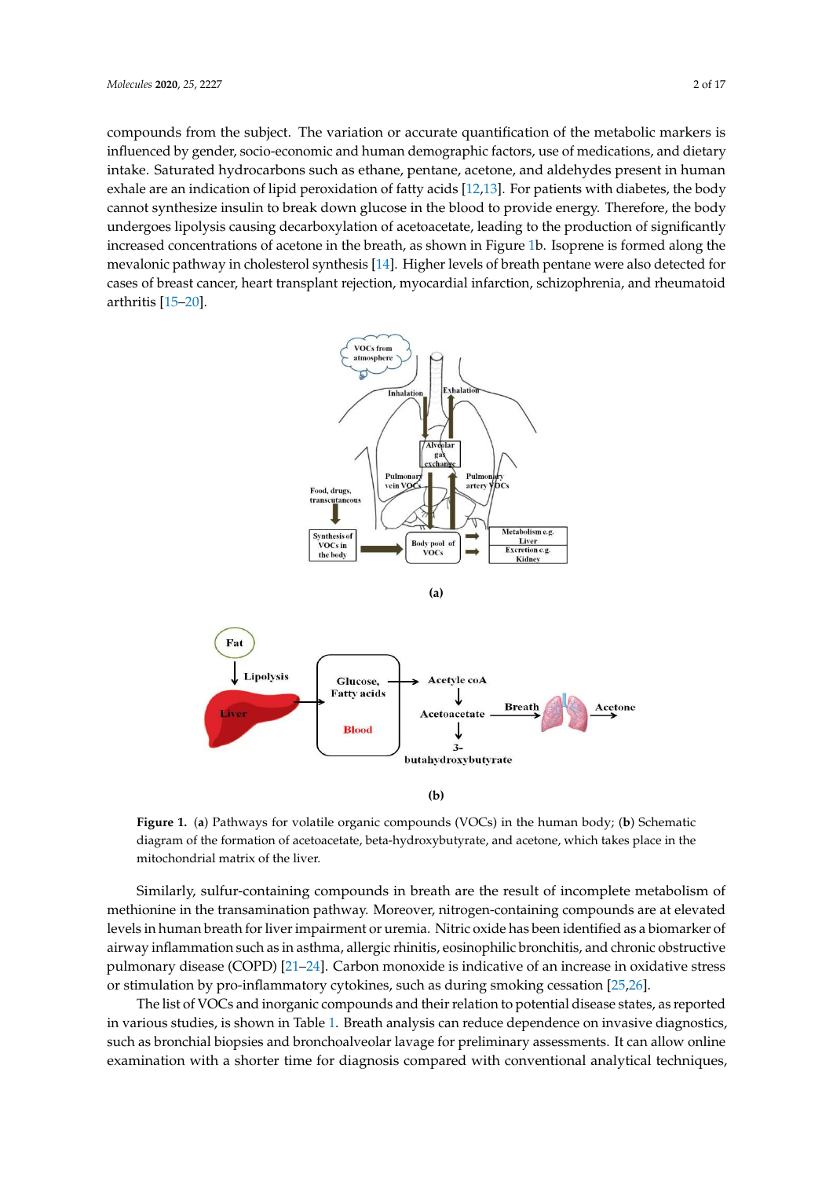compounds from the subject. The variation or accurate quantification of the metabolic markers is influenced by gender, socio-economic and human demographic factors, use of medications, and dietary intake. Saturated hydrocarbons such as ethane, pentane, acetone, and aldehydes present in human exhale are an indication of lipid peroxidation of fatty acids [12,13]. For patients with diabetes, the body cannot synthesize insulin to break down glucose in the blood to provide energy. Therefore, the body undergoes lipolysis causing decarboxylation of acetoacetate, leading to the production of significantly increased concentrations of acetone in the breath, as shown in Figure 1b. Isoprene is formed along the mevalonic pathway in cholesterol synthesis [14]. Higher levels of breath pentane were also detected for cases of breast cancer, heart transplant rejection, myocardial infarction, schizophrenia, and rheumatoid arthritis [15–20].

(a)

(b)

**Figure 1.** (**a**) Pathways for volatile organic compounds (VOCs) in the human body; (**b**) Schematic diagram of the formation of acetoacetate, beta-hydroxybutyrate, and acetone, which takes place in the mitochondrial matrix of the liver.

Similarly, sulfur-containing compounds in breath are the result of incomplete metabolism of methionine in the transamination pathway. Moreover, nitrogen-containing compounds are at elevated levels in human breath for liver impairment or uremia. Nitric oxide has been identified as a biomarker of airway inflammation such as in asthma, allergic rhinitis, eosinophilic bronchitis, and chronic obstructive pulmonary disease (COPD) [21–24]. Carbon monoxide is indicative of an increase in oxidative stress or stimulation by pro-inflammatory cytokines, such as during smoking cessation [25,26].

The list of VOCs and inorganic compounds and their relation to potential disease states, as reported in various studies, is shown in Table 1. Breath analysis can reduce dependence on invasive diagnostics, such as bronchial biopsies and bronchoalveolar lavage for preliminary assessments. It can allow online examination with a shorter time for diagnosis compared with conventional analytical techniques,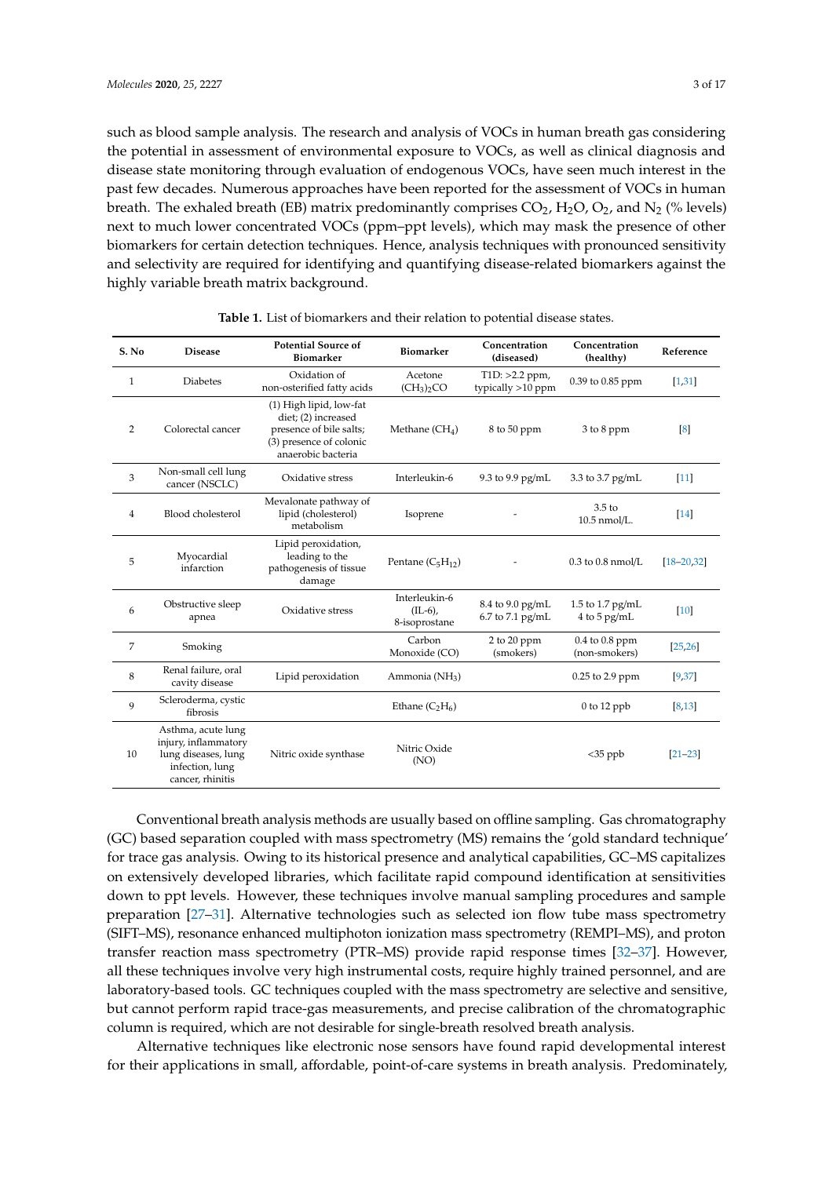such as blood sample analysis. The research and analysis of VOCs in human breath gas considering the potential in assessment of environmental exposure to VOCs, as well as clinical diagnosis and disease state monitoring through evaluation of endogenous VOCs, have seen much interest in the past few decades. Numerous approaches have been reported for the assessment of VOCs in human breath. The exhaled breath (EB) matrix predominantly comprises $CO_2$, $H_2O$, $O_2$, and $N_2$ (% levels) next to much lower concentrated VOCs (ppm–ppt levels), which may mask the presence of other biomarkers for certain detection techniques. Hence, analysis techniques with pronounced sensitivity and selectivity are required for identifying and quantifying disease-related biomarkers against the highly variable breath matrix background.

**Table 1.** List of biomarkers and their relation to potential disease states.

| S. No | Disease | Potential Source of Biomarker | Biomarker | Concentration (diseased) | Concentration (healthy) | Reference |
|---|---|---|---|---|---|---|
| 1 | Diabetes | Oxidation of non-osterified fatty acids | Acetone $(CH_3)_2CO$ | T1D: >2.2 ppm, typically >10 ppm | 0.39 to 0.85 ppm | [1,31] |
| 2 | Colorectal cancer | (1) High lipid, low-fat diet; (2) increased presence of bile salts; (3) presence of colonic anaerobic bacteria | Methane ($CH_4$) | 8 to 50 ppm | 3 to 8 ppm | [8] |
| 3 | Non-small cell lung cancer (NSCLC) | Oxidative stress | Interleukin-6 | 9.3 to 9.9 pg/mL | 3.3 to 3.7 pg/mL | [11] |
| 4 | Blood cholesterol | Mevalonate pathway of lipid (cholesterol) metabolism | Isoprene | - | 3.5 to 10.5 nmol/L. | [14] |
| 5 | Myocardial infarction | Lipid peroxidation, leading to the pathogenesis of tissue damage | Pentane ($C_5H_{12}$) | - | 0.3 to 0.8 nmol/L | [18–20,32] |
| 6 | Obstructive sleep apnea | Oxidative stress | Interleukin-6 (IL-6), 8-isoprostane | 8.4 to 9.0 pg/mL 6.7 to 7.1 pg/mL | 1.5 to 1.7 pg/mL 4 to 5 pg/mL | [10] |
| 7 | Smoking | | Carbon Monoxide (CO) | 2 to 20 ppm (smokers) | 0.4 to 0.8 ppm (non-smokers) | [25,26] |
| 8 | Renal failure, oral cavity disease | Lipid peroxidation | Ammonia ($NH_3$) | | 0.25 to 2.9 ppm | [9,37] |
| 9 | Scleroderma, cystic fibrosis | | Ethane ($C_2H_6$) | | 0 to 12 ppb | [8,13] |
| 10 | Asthma, acute lung injury, inflammatory lung diseases, lung infection, lung cancer, rhinitis | Nitric oxide synthase | Nitric Oxide (NO) | | <35 ppb | [21–23] |

Conventional breath analysis methods are usually based on offline sampling. Gas chromatography (GC) based separation coupled with mass spectrometry (MS) remains the 'gold standard technique' for trace gas analysis. Owing to its historical presence and analytical capabilities, GC–MS capitalizes on extensively developed libraries, which facilitate rapid compound identification at sensitivities down to ppt levels. However, these techniques involve manual sampling procedures and sample preparation [27–31]. Alternative technologies such as selected ion flow tube mass spectrometry (SIFT–MS), resonance enhanced multiphoton ionization mass spectrometry (REMPI–MS), and proton transfer reaction mass spectrometry (PTR–MS) provide rapid response times [32–37]. However, all these techniques involve very high instrumental costs, require highly trained personnel, and are laboratory-based tools. GC techniques coupled with the mass spectrometry are selective and sensitive, but cannot perform rapid trace-gas measurements, and precise calibration of the chromatographic column is required, which are not desirable for single-breath resolved breath analysis.

Alternative techniques like electronic nose sensors have found rapid developmental interest for their applications in small, affordable, point-of-care systems in breath analysis. Predominately,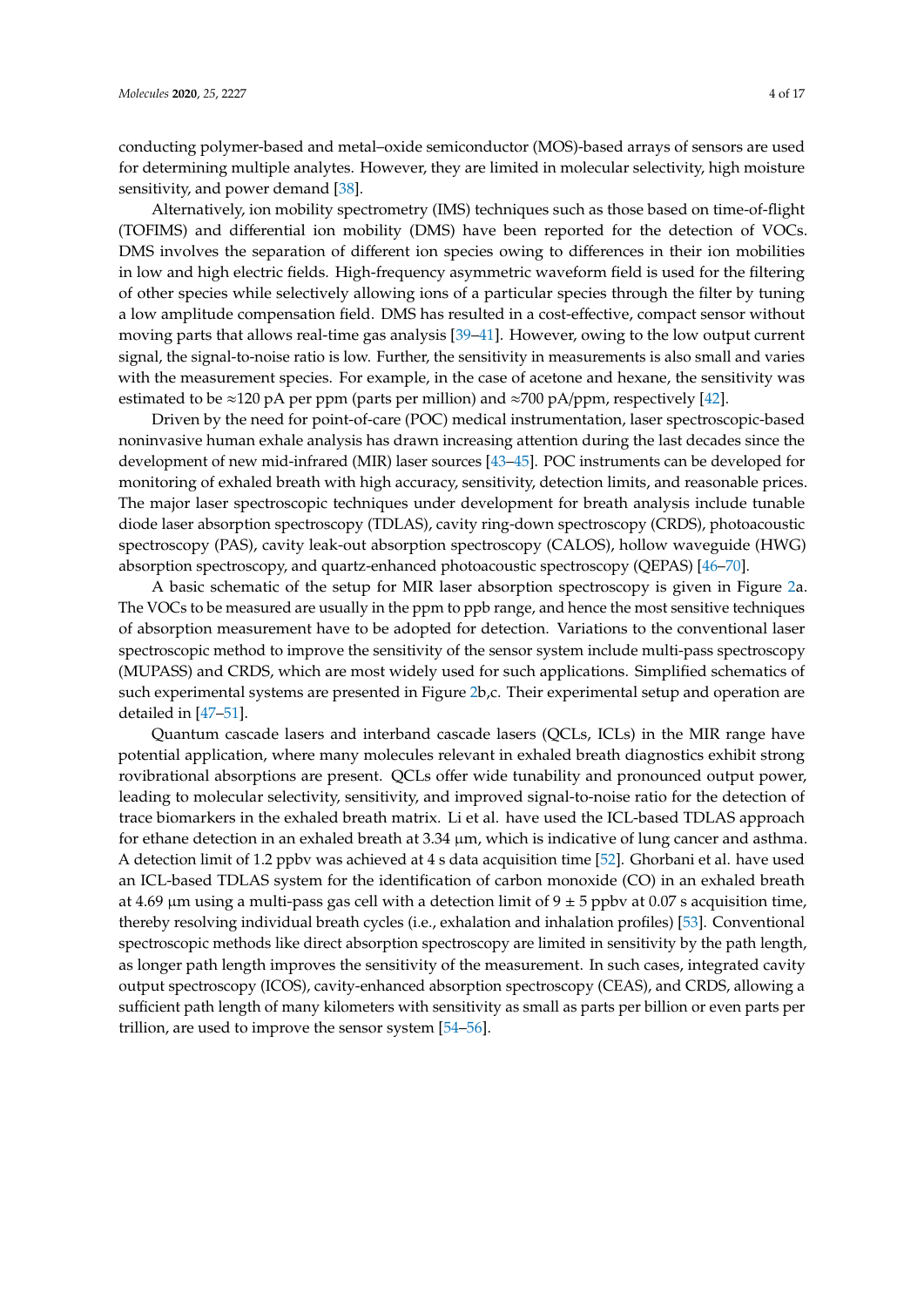conducting polymer-based and metal–oxide semiconductor (MOS)-based arrays of sensors are used for determining multiple analytes. However, they are limited in molecular selectivity, high moisture sensitivity, and power demand [38].

Alternatively, ion mobility spectrometry (IMS) techniques such as those based on time-of-flight (TOFIMS) and differential ion mobility (DMS) have been reported for the detection of VOCs. DMS involves the separation of different ion species owing to differences in their ion mobilities in low and high electric fields. High-frequency asymmetric waveform field is used for the filtering of other species while selectively allowing ions of a particular species through the filter by tuning a low amplitude compensation field. DMS has resulted in a cost-effective, compact sensor without moving parts that allows real-time gas analysis [39–41]. However, owing to the low output current signal, the signal-to-noise ratio is low. Further, the sensitivity in measurements is also small and varies with the measurement species. For example, in the case of acetone and hexane, the sensitivity was estimated to be ≈120 pA per ppm (parts per million) and ≈700 pA/ppm, respectively [42].

Driven by the need for point-of-care (POC) medical instrumentation, laser spectroscopic-based noninvasive human exhale analysis has drawn increasing attention during the last decades since the development of new mid-infrared (MIR) laser sources [43–45]. POC instruments can be developed for monitoring of exhaled breath with high accuracy, sensitivity, detection limits, and reasonable prices. The major laser spectroscopic techniques under development for breath analysis include tunable diode laser absorption spectroscopy (TDLAS), cavity ring-down spectroscopy (CRDS), photoacoustic spectroscopy (PAS), cavity leak-out absorption spectroscopy (CALOS), hollow waveguide (HWG) absorption spectroscopy, and quartz-enhanced photoacoustic spectroscopy (QEPAS) [46–70].

A basic schematic of the setup for MIR laser absorption spectroscopy is given in Figure 2a. The VOCs to be measured are usually in the ppm to ppb range, and hence the most sensitive techniques of absorption measurement have to be adopted for detection. Variations to the conventional laser spectroscopic method to improve the sensitivity of the sensor system include multi-pass spectroscopy (MUPASS) and CRDS, which are most widely used for such applications. Simplified schematics of such experimental systems are presented in Figure 2b,c. Their experimental setup and operation are detailed in [47–51].

Quantum cascade lasers and interband cascade lasers (QCLs, ICLs) in the MIR range have potential application, where many molecules relevant in exhaled breath diagnostics exhibit strong rovibrational absorptions are present. QCLs offer wide tunability and pronounced output power, leading to molecular selectivity, sensitivity, and improved signal-to-noise ratio for the detection of trace biomarkers in the exhaled breath matrix. Li et al. have used the ICL-based TDLAS approach for ethane detection in an exhaled breath at 3.34 µm, which is indicative of lung cancer and asthma. A detection limit of 1.2 ppbv was achieved at 4 s data acquisition time [52]. Ghorbani et al. have used an ICL-based TDLAS system for the identification of carbon monoxide (CO) in an exhaled breath at 4.69 µm using a multi-pass gas cell with a detection limit of $9 \pm 5$ ppbv at 0.07 s acquisition time, thereby resolving individual breath cycles (i.e., exhalation and inhalation profiles) [53]. Conventional spectroscopic methods like direct absorption spectroscopy are limited in sensitivity by the path length, as longer path length improves the sensitivity of the measurement. In such cases, integrated cavity output spectroscopy (ICOS), cavity-enhanced absorption spectroscopy (CEAS), and CRDS, allowing a sufficient path length of many kilometers with sensitivity as small as parts per billion or even parts per trillion, are used to improve the sensor system [54–56].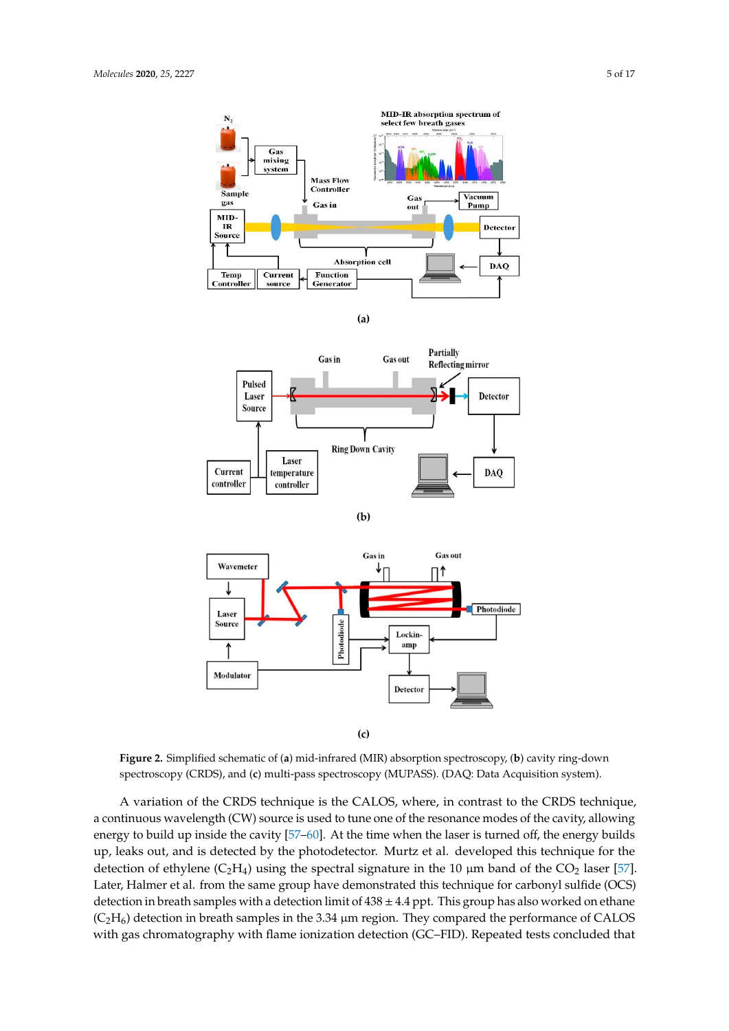**Figure 2.** Simplified schematic of (**a**) mid-infrared (MIR) absorption spectroscopy, (**b**) cavity ring-down spectroscopy (CRDS), and (**c**) multi-pass spectroscopy (MUPASS). (DAQ: Data Acquisition system).

A variation of the CRDS technique is the CALOS, where, in contrast to the CRDS technique, a continuous wavelength (CW) source is used to tune one of the resonance modes of the cavity, allowing energy to build up inside the cavity [57–60]. At the time when the laser is turned off, the energy builds up, leaks out, and is detected by the photodetector. Murtz et al. developed this technique for the detection of ethylene ($C_2H_4$) using the spectral signature in the 10 μm band of the $CO_2$ laser [57]. Later, Halmer et al. from the same group have demonstrated this technique for carbonyl sulfide (OCS) detection in breath samples with a detection limit of 438 ± 4.4 ppt. This group has also worked on ethane ($C_2H_6$) detection in breath samples in the 3.34 μm region. They compared the performance of CALOS with gas chromatography with flame ionization detection (GC–FID). Repeated tests concluded that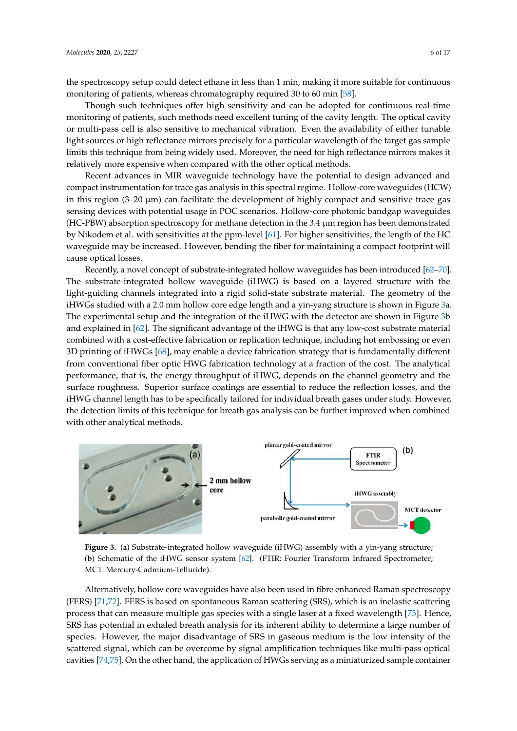the spectroscopy setup could detect ethane in less than 1 min, making it more suitable for continuous monitoring of patients, whereas chromatography required 30 to 60 min [58].

Though such techniques offer high sensitivity and can be adopted for continuous real-time monitoring of patients, such methods need excellent tuning of the cavity length. The optical cavity or multi-pass cell is also sensitive to mechanical vibration. Even the availability of either tunable light sources or high reflectance mirrors precisely for a particular wavelength of the target gas sample limits this technique from being widely used. Moreover, the need for high reflectance mirrors makes it relatively more expensive when compared with the other optical methods.

Recent advances in MIR waveguide technology have the potential to design advanced and compact instrumentation for trace gas analysis in this spectral regime. Hollow-core waveguides (HCW) in this region (3–20 µm) can facilitate the development of highly compact and sensitive trace gas sensing devices with potential usage in POC scenarios. Hollow-core photonic bandgap waveguides (HC-PBW) absorption spectroscopy for methane detection in the 3.4 µm region has been demonstrated by Nikodem et al. with sensitivities at the ppm-level [61]. For higher sensitivities, the length of the HC waveguide may be increased. However, bending the fiber for maintaining a compact footprint will cause optical losses.

Recently, a novel concept of substrate-integrated hollow waveguides has been introduced [62–70]. The substrate-integrated hollow waveguide (iHWG) is based on a layered structure with the light-guiding channels integrated into a rigid solid-state substrate material. The geometry of the iHWGs studied with a 2.0 mm hollow core edge length and a yin-yang structure is shown in Figure 3a. The experimental setup and the integration of the iHWG with the detector are shown in Figure 3b and explained in [62]. The significant advantage of the iHWG is that any low-cost substrate material combined with a cost-effective fabrication or replication technique, including hot embossing or even 3D printing of iHWGs [68], may enable a device fabrication strategy that is fundamentally different from conventional fiber optic HWG fabrication technology at a fraction of the cost. The analytical performance, that is, the energy throughput of iHWG, depends on the channel geometry and the surface roughness. Superior surface coatings are essential to reduce the reflection losses, and the iHWG channel length has to be specifically tailored for individual breath gases under study. However, the detection limits of this technique for breath gas analysis can be further improved when combined with other analytical methods.

**Figure 3.** (**a**) Substrate-integrated hollow waveguide (iHWG) assembly with a yin-yang structure; (**b**) Schematic of the iHWG sensor system [62]. (FTIR: Fourier Transform Infrared Spectrometer; MCT: Mercury-Cadmium-Telluride).

Alternatively, hollow core waveguides have also been used in fibre enhanced Raman spectroscopy (FERS) [71,72]. FERS is based on spontaneous Raman scattering (SRS), which is an inelastic scattering process that can measure multiple gas species with a single laser at a fixed wavelength [73]. Hence, SRS has potential in exhaled breath analysis for its inherent ability to determine a large number of species. However, the major disadvantage of SRS in gaseous medium is the low intensity of the scattered signal, which can be overcome by signal amplification techniques like multi-pass optical cavities [74,75]. On the other hand, the application of HWGs serving as a miniaturized sample container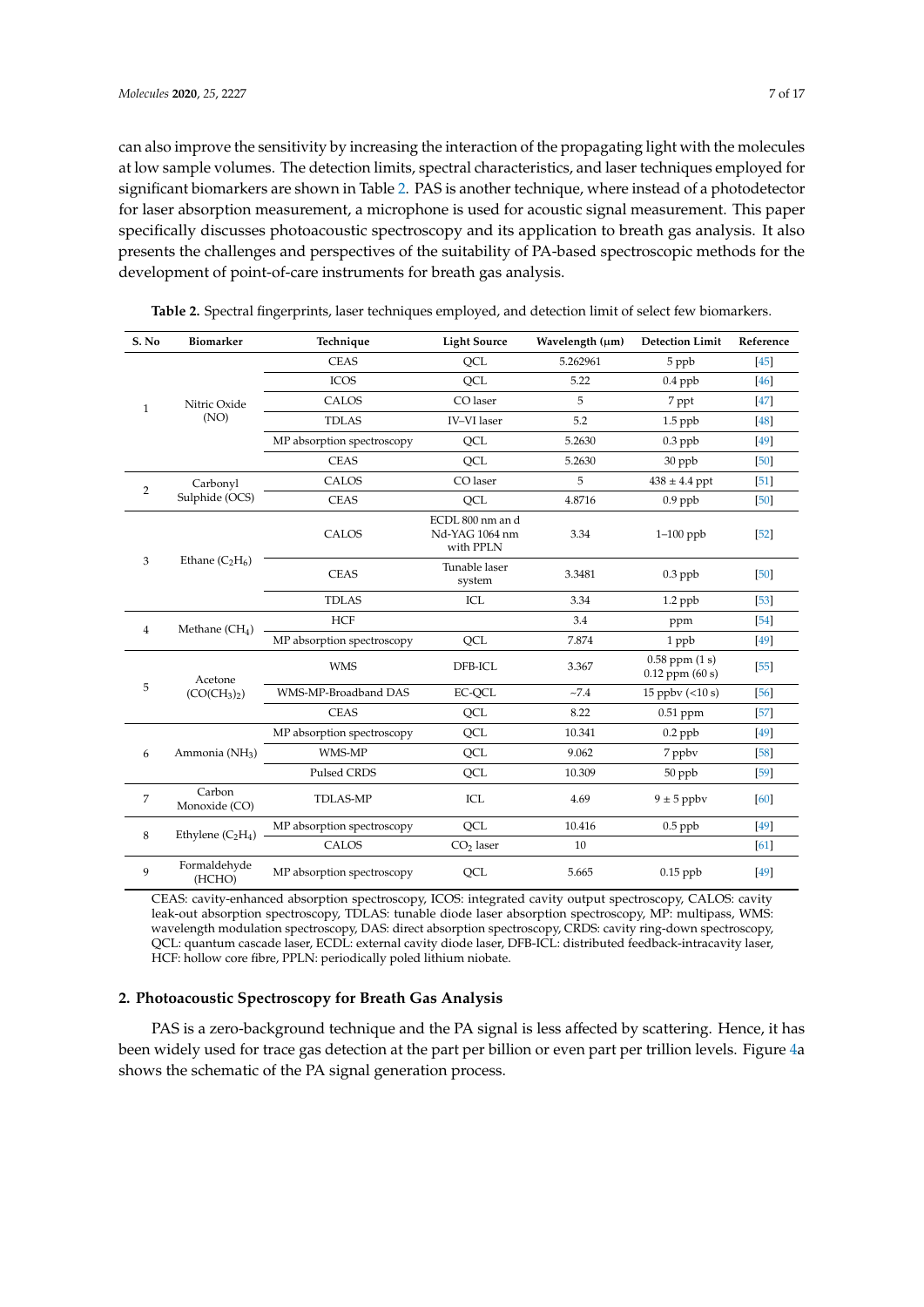can also improve the sensitivity by increasing the interaction of the propagating light with the molecules at low sample volumes. The detection limits, spectral characteristics, and laser techniques employed for significant biomarkers are shown in Table 2. PAS is another technique, where instead of a photodetector for laser absorption measurement, a microphone is used for acoustic signal measurement. This paper specifically discusses photoacoustic spectroscopy and its application to breath gas analysis. It also presents the challenges and perspectives of the suitability of PA-based spectroscopic methods for the development of point-of-care instruments for breath gas analysis.

**Table 2.** Spectral fingerprints, laser techniques employed, and detection limit of select few biomarkers.

| S. No | Biomarker | Technique | Light Source | Wavelength (μm) | Detection Limit | Reference |
|---|---|---|---|---|---|---|
| 1 | Nitric Oxide (NO) | CEAS | QCL | 5.262961 | 5 ppb | [45] |
| | | ICOS | QCL | 5.22 | 0.4 ppb | [46] |
| | | CALOS | CO laser | 5 | 7 ppt | [47] |
| | | TDLAS | IV–VI laser | 5.2 | 1.5 ppb | [48] |
| | | MP absorption spectroscopy | QCL | 5.2630 | 0.3 ppb | [49] |
| | | CEAS | QCL | 5.2630 | 30 ppb | [50] |
| 2 | Carbonyl Sulphide (OCS) | CALOS | CO laser | 5 | 438 ± 4.4 ppt | [51] |
| | | CEAS | QCL | 4.8716 | 0.9 ppb | [50] |
| 3 | Ethane ($C_2H_6$) | CALOS | ECDL 800 nm an d Nd-YAG 1064 nm with PPLN | 3.34 | 1–100 ppb | [52] |
| | | CEAS | Tunable laser system | 3.3481 | 0.3 ppb | [50] |
| | | TDLAS | ICL | 3.34 | 1.2 ppb | [53] |
| 4 | Methane ($CH_4$) | HCF | | 3.4 | ppm | [54] |
| | | MP absorption spectroscopy | QCL | 7.874 | 1 ppb | [49] |
| 5 | Acetone ($CO(CH_3)_2$) | WMS | DFB-ICL | 3.367 | 0.58 ppm (1 s) 0.12 ppm (60 s) | [55] |
| | | WMS-MP-Broadband DAS | EC-QCL | ~7.4 | 15 ppbv (<10 s) | [56] |
| | | CEAS | QCL | 8.22 | 0.51 ppm | [57] |
| 6 | Ammonia ($NH_3$) | MP absorption spectroscopy | QCL | 10.341 | 0.2 ppb | [49] |
| | | WMS-MP | QCL | 9.062 | 7 ppbv | [58] |
| | | Pulsed CRDS | QCL | 10.309 | 50 ppb | [59] |
| 7 | Carbon Monoxide (CO) | TDLAS-MP | ICL | 4.69 | 9 ± 5 ppbv | [60] |
| 8 | Ethylene ($C_2H_4$) | MP absorption spectroscopy | QCL | 10.416 | 0.5 ppb | [49] |
| | | CALOS | $CO_2$ laser | 10 | | [61] |
| 9 | Formaldehyde (HCHO) | MP absorption spectroscopy | QCL | 5.665 | 0.15 ppb | [49] |

CEAS: cavity-enhanced absorption spectroscopy, ICOS: integrated cavity output spectroscopy, CALOS: cavity leak-out absorption spectroscopy, TDLAS: tunable diode laser absorption spectroscopy, MP: multipass, WMS: wavelength modulation spectroscopy, DAS: direct absorption spectroscopy, CRDS: cavity ring-down spectroscopy, QCL: quantum cascade laser, ECDL: external cavity diode laser, DFB-ICL: distributed feedback-intracavity laser, HCF: hollow core fibre, PPLN: periodically poled lithium niobate.

## 2. Photoacoustic Spectroscopy for Breath Gas Analysis

PAS is a zero-background technique and the PA signal is less affected by scattering. Hence, it has been widely used for trace gas detection at the part per billion or even part per trillion levels. Figure 4a shows the schematic of the PA signal generation process.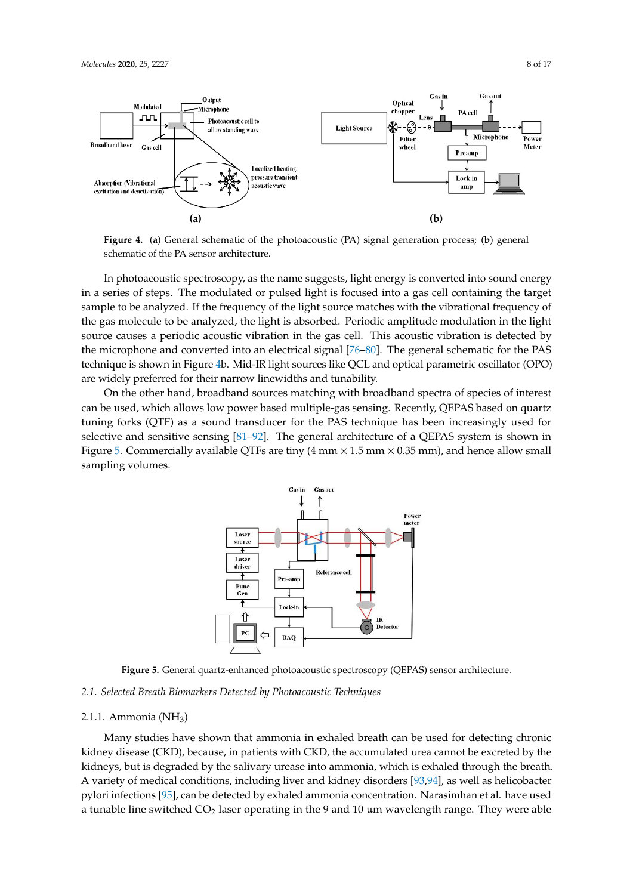**Figure 4.** (**a**) General schematic of the photoacoustic (PA) signal generation process; (**b**) general schematic of the PA sensor architecture.

In photoacoustic spectroscopy, as the name suggests, light energy is converted into sound energy in a series of steps. The modulated or pulsed light is focused into a gas cell containing the target sample to be analyzed. If the frequency of the light source matches with the vibrational frequency of the gas molecule to be analyzed, the light is absorbed. Periodic amplitude modulation in the light source causes a periodic acoustic vibration in the gas cell. This acoustic vibration is detected by the microphone and converted into an electrical signal [76–80]. The general schematic for the PAS technique is shown in Figure 4b. Mid-IR light sources like QCL and optical parametric oscillator (OPO) are widely preferred for their narrow linewidths and tunability.

On the other hand, broadband sources matching with broadband spectra of species of interest can be used, which allows low power based multiple-gas sensing. Recently, QEPAS based on quartz tuning forks (QTF) as a sound transducer for the PAS technique has been increasingly used for selective and sensitive sensing [81–92]. The general architecture of a QEPAS system is shown in Figure 5. Commercially available QTFs are tiny (4 mm × 1.5 mm × 0.35 mm), and hence allow small sampling volumes.

**Figure 5.** General quartz-enhanced photoacoustic spectroscopy (QEPAS) sensor architecture.

### 2.1. Selected Breath Biomarkers Detected by Photoacoustic Techniques

#### 2.1.1. Ammonia ($NH_3$)

Many studies have shown that ammonia in exhaled breath can be used for detecting chronic kidney disease (CKD), because, in patients with CKD, the accumulated urea cannot be excreted by the kidneys, but is degraded by the salivary urease into ammonia, which is exhaled through the breath. A variety of medical conditions, including liver and kidney disorders [93,94], as well as helicobacter pylori infections [95], can be detected by exhaled ammonia concentration. Narasimhan et al. have used a tunable line switched $CO_2$ laser operating in the 9 and 10 μm wavelength range. They were able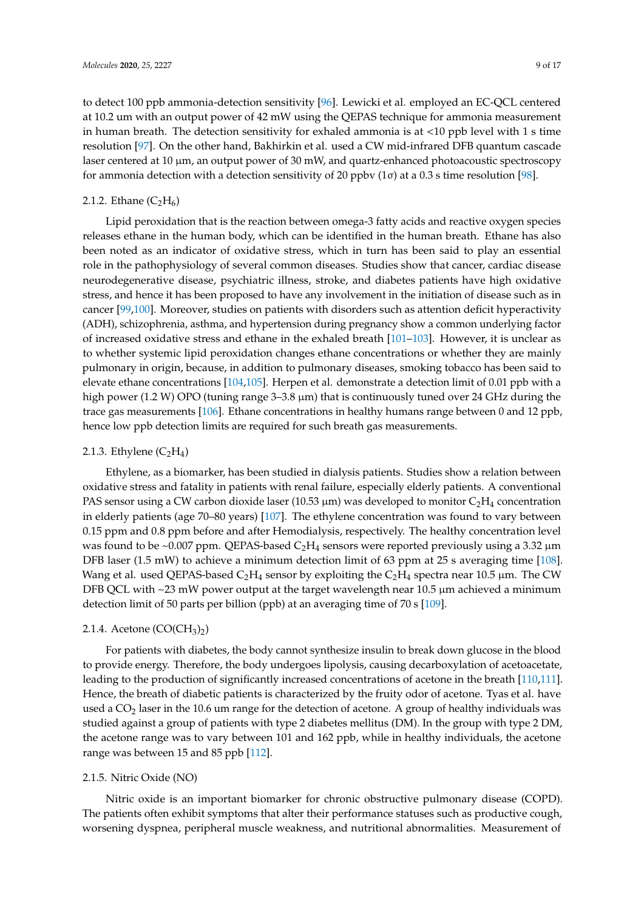to detect 100 ppb ammonia-detection sensitivity [96]. Lewicki et al. employed an EC-QCL centered at 10.2 um with an output power of 42 mW using the QEPAS technique for ammonia measurement in human breath. The detection sensitivity for exhaled ammonia is at <10 ppb level with 1 s time resolution [97]. On the other hand, Bakhirkin et al. used a CW mid-infrared DFB quantum cascade laser centered at 10 μm, an output power of 30 mW, and quartz-enhanced photoacoustic spectroscopy for ammonia detection with a detection sensitivity of 20 ppbv (1σ) at a 0.3 s time resolution [98].

### 2.1.2. Ethane ($C_2H_6$)

Lipid peroxidation that is the reaction between omega-3 fatty acids and reactive oxygen species releases ethane in the human body, which can be identified in the human breath. Ethane has also been noted as an indicator of oxidative stress, which in turn has been said to play an essential role in the pathophysiology of several common diseases. Studies show that cancer, cardiac disease neurodegenerative disease, psychiatric illness, stroke, and diabetes patients have high oxidative stress, and hence it has been proposed to have any involvement in the initiation of disease such as in cancer [99,100]. Moreover, studies on patients with disorders such as attention deficit hyperactivity (ADH), schizophrenia, asthma, and hypertension during pregnancy show a common underlying factor of increased oxidative stress and ethane in the exhaled breath [101–103]. However, it is unclear as to whether systemic lipid peroxidation changes ethane concentrations or whether they are mainly pulmonary in origin, because, in addition to pulmonary diseases, smoking tobacco has been said to elevate ethane concentrations [104,105]. Herpen et al. demonstrate a detection limit of 0.01 ppb with a high power (1.2 W) OPO (tuning range 3–3.8 μm) that is continuously tuned over 24 GHz during the trace gas measurements [106]. Ethane concentrations in healthy humans range between 0 and 12 ppb, hence low ppb detection limits are required for such breath gas measurements.

### 2.1.3. Ethylene ($C_2H_4$)

Ethylene, as a biomarker, has been studied in dialysis patients. Studies show a relation between oxidative stress and fatality in patients with renal failure, especially elderly patients. A conventional PAS sensor using a CW carbon dioxide laser (10.53 μm) was developed to monitor $C_2H_4$ concentration in elderly patients (age 70–80 years) [107]. The ethylene concentration was found to vary between 0.15 ppm and 0.8 ppm before and after Hemodialysis, respectively. The healthy concentration level was found to be ~0.007 ppm. QEPAS-based $C_2H_4$ sensors were reported previously using a 3.32 μm DFB laser (1.5 mW) to achieve a minimum detection limit of 63 ppm at 25 s averaging time [108]. Wang et al. used QEPAS-based $C_2H_4$ sensor by exploiting the $C_2H_4$ spectra near 10.5 μm. The CW DFB QCL with ~23 mW power output at the target wavelength near 10.5 μm achieved a minimum detection limit of 50 parts per billion (ppb) at an averaging time of 70 s [109].

### 2.1.4. Acetone ($CO(CH_3)_2$)

For patients with diabetes, the body cannot synthesize insulin to break down glucose in the blood to provide energy. Therefore, the body undergoes lipolysis, causing decarboxylation of acetoacetate, leading to the production of significantly increased concentrations of acetone in the breath [110,111]. Hence, the breath of diabetic patients is characterized by the fruity odor of acetone. Tyas et al. have used a $CO_2$ laser in the 10.6 um range for the detection of acetone. A group of healthy individuals was studied against a group of patients with type 2 diabetes mellitus (DM). In the group with type 2 DM, the acetone range was to vary between 101 and 162 ppb, while in healthy individuals, the acetone range was between 15 and 85 ppb [112].

### 2.1.5. Nitric Oxide (NO)

Nitric oxide is an important biomarker for chronic obstructive pulmonary disease (COPD). The patients often exhibit symptoms that alter their performance statuses such as productive cough, worsening dyspnea, peripheral muscle weakness, and nutritional abnormalities. Measurement of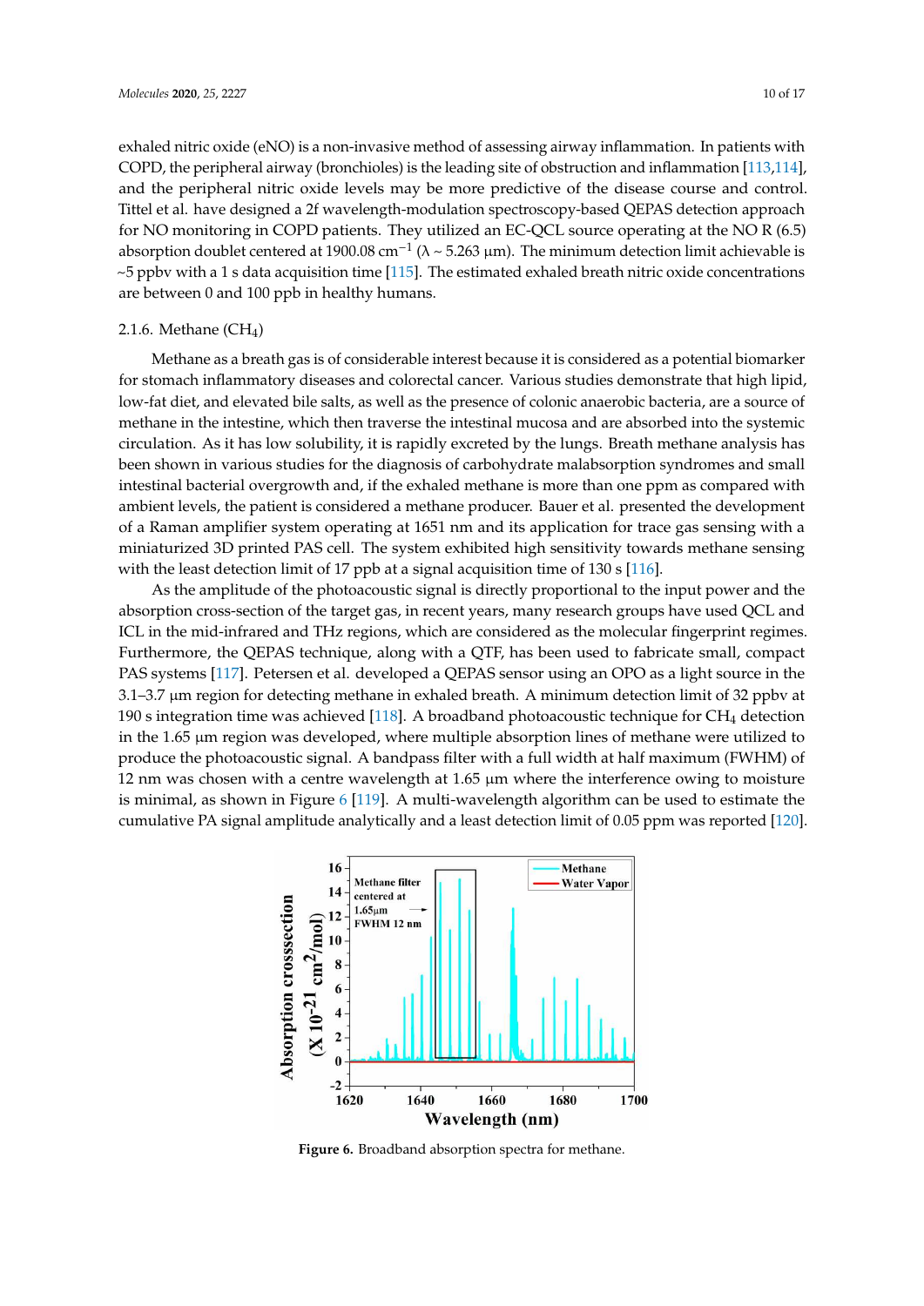exhaled nitric oxide (eNO) is a non-invasive method of assessing airway inflammation. In patients with COPD, the peripheral airway (bronchioles) is the leading site of obstruction and inflammation [113,114], and the peripheral nitric oxide levels may be more predictive of the disease course and control. Tittel et al. have designed a 2f wavelength-modulation spectroscopy-based QEPAS detection approach for NO monitoring in COPD patients. They utilized an EC-QCL source operating at the NO R (6.5) absorption doublet centered at 1900.08 $cm^{-1}$ ($\lambda \sim 5.263$ μm). The minimum detection limit achievable is ~5 ppbv with a 1 s data acquisition time [115]. The estimated exhaled breath nitric oxide concentrations are between 0 and 100 ppb in healthy humans.

### 2.1.6. Methane ($CH_4$)

Methane as a breath gas is of considerable interest because it is considered as a potential biomarker for stomach inflammatory diseases and colorectal cancer. Various studies demonstrate that high lipid, low-fat diet, and elevated bile salts, as well as the presence of colonic anaerobic bacteria, are a source of methane in the intestine, which then traverse the intestinal mucosa and are absorbed into the systemic circulation. As it has low solubility, it is rapidly excreted by the lungs. Breath methane analysis has been shown in various studies for the diagnosis of carbohydrate malabsorption syndromes and small intestinal bacterial overgrowth and, if the exhaled methane is more than one ppm as compared with ambient levels, the patient is considered a methane producer. Bauer et al. presented the development of a Raman amplifier system operating at 1651 nm and its application for trace gas sensing with a miniaturized 3D printed PAS cell. The system exhibited high sensitivity towards methane sensing with the least detection limit of 17 ppb at a signal acquisition time of 130 s [116].

As the amplitude of the photoacoustic signal is directly proportional to the input power and the absorption cross-section of the target gas, in recent years, many research groups have used QCL and ICL in the mid-infrared and THz regions, which are considered as the molecular fingerprint regimes. Furthermore, the QEPAS technique, along with a QTF, has been used to fabricate small, compact PAS systems [117]. Petersen et al. developed a QEPAS sensor using an OPO as a light source in the 3.1–3.7 μm region for detecting methane in exhaled breath. A minimum detection limit of 32 ppbv at 190 s integration time was achieved [118]. A broadband photoacoustic technique for $CH_4$ detection in the 1.65 μm region was developed, where multiple absorption lines of methane were utilized to produce the photoacoustic signal. A bandpass filter with a full width at half maximum (FWHM) of 12 nm was chosen with a centre wavelength at 1.65 μm where the interference owing to moisture is minimal, as shown in Figure 6 [119]. A multi-wavelength algorithm can be used to estimate the cumulative PA signal amplitude analytically and a least detection limit of 0.05 ppm was reported [120].

**Figure 6.** Broadband absorption spectra for methane.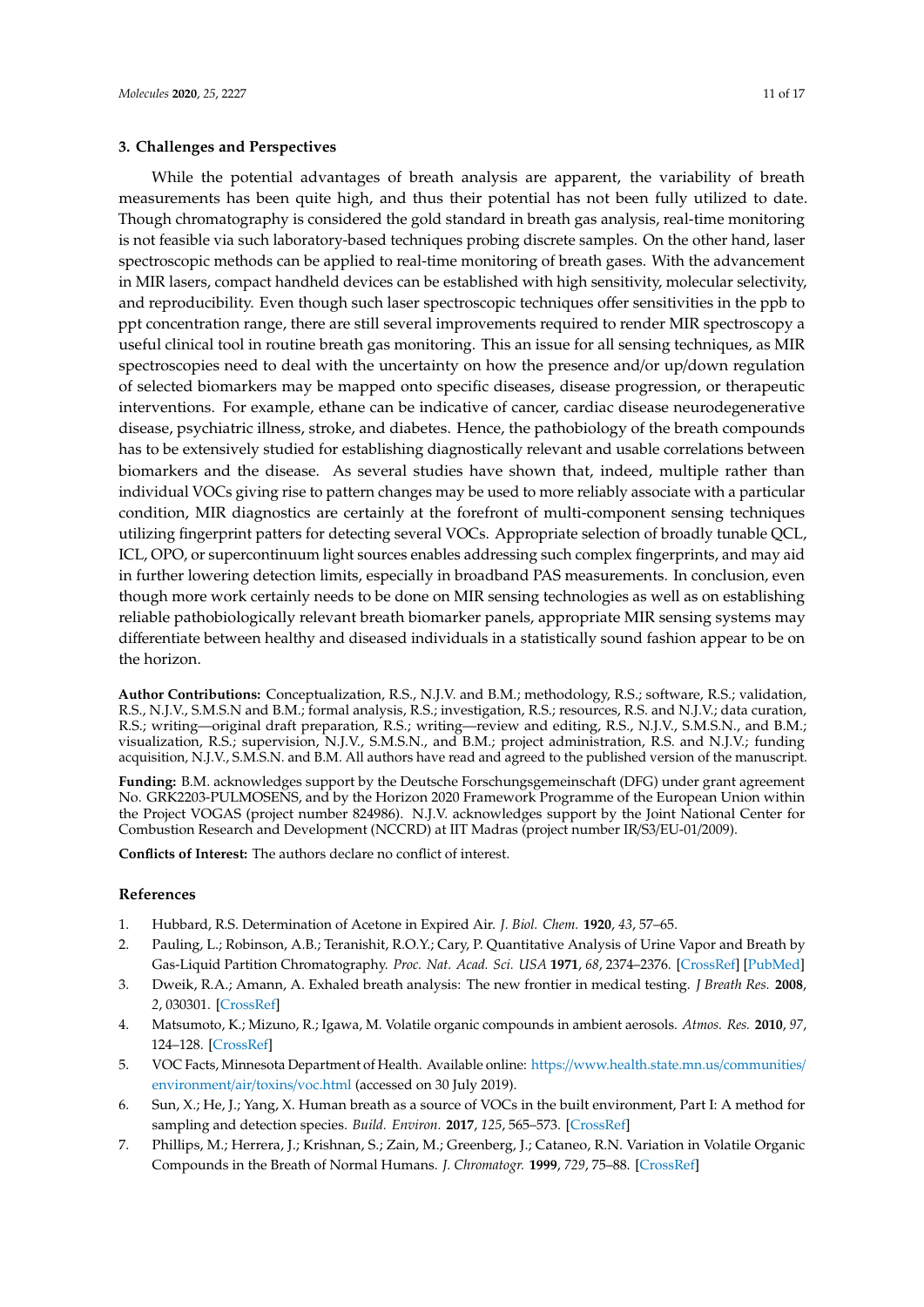## 3. Challenges and Perspectives

While the potential advantages of breath analysis are apparent, the variability of breath measurements has been quite high, and thus their potential has not been fully utilized to date. Though chromatography is considered the gold standard in breath gas analysis, real-time monitoring is not feasible via such laboratory-based techniques probing discrete samples. On the other hand, laser spectroscopic methods can be applied to real-time monitoring of breath gases. With the advancement in MIR lasers, compact handheld devices can be established with high sensitivity, molecular selectivity, and reproducibility. Even though such laser spectroscopic techniques offer sensitivities in the ppb to ppt concentration range, there are still several improvements required to render MIR spectroscopy a useful clinical tool in routine breath gas monitoring. This an issue for all sensing techniques, as MIR spectroscopies need to deal with the uncertainty on how the presence and/or up/down regulation of selected biomarkers may be mapped onto specific diseases, disease progression, or therapeutic interventions. For example, ethane can be indicative of cancer, cardiac disease neurodegenerative disease, psychiatric illness, stroke, and diabetes. Hence, the pathobiology of the breath compounds has to be extensively studied for establishing diagnostically relevant and usable correlations between biomarkers and the disease. As several studies have shown that, indeed, multiple rather than individual VOCs giving rise to pattern changes may be used to more reliably associate with a particular condition, MIR diagnostics are certainly at the forefront of multi-component sensing techniques utilizing fingerprint patters for detecting several VOCs. Appropriate selection of broadly tunable QCL, ICL, OPO, or supercontinuum light sources enables addressing such complex fingerprints, and may aid in further lowering detection limits, especially in broadband PAS measurements. In conclusion, even though more work certainly needs to be done on MIR sensing technologies as well as on establishing reliable pathobiologically relevant breath biomarker panels, appropriate MIR sensing systems may differentiate between healthy and diseased individuals in a statistically sound fashion appear to be on the horizon.

**Author Contributions:** Conceptualization, R.S., N.J.V. and B.M.; methodology, R.S.; software, R.S.; validation, R.S., N.J.V., S.M.S.N and B.M.; formal analysis, R.S.; investigation, R.S.; resources, R.S. and N.J.V.; data curation, R.S.; writing—original draft preparation, R.S.; writing—review and editing, R.S., N.J.V., S.M.S.N., and B.M.; visualization, R.S.; supervision, N.J.V., S.M.S.N., and B.M.; project administration, R.S. and N.J.V.; funding acquisition, N.J.V., S.M.S.N. and B.M. All authors have read and agreed to the published version of the manuscript.

**Funding:** B.M. acknowledges support by the Deutsche Forschungsgemeinschaft (DFG) under grant agreement No. GRK2203-PULMOSENS, and by the Horizon 2020 Framework Programme of the European Union within the Project VOGAS (project number 824986). N.J.V. acknowledges support by the Joint National Center for Combustion Research and Development (NCCRD) at IIT Madras (project number IR/S3/EU-01/2009).

**Conflicts of Interest:** The authors declare no conflict of interest.

## References

1. Hubbard, R.S. Determination of Acetone in Expired Air. *J. Biol. Chem.* **1920**, *43*, 57–65.
2. Pauling, L.; Robinson, A.B.; Teranishit, R.O.Y.; Cary, P. Quantitative Analysis of Urine Vapor and Breath by Gas-Liquid Partition Chromatography. *Proc. Nat. Acad. Sci. USA* **1971**, *68*, 2374–2376. [CrossRef] [PubMed]
3. Dweik, R.A.; Amann, A. Exhaled breath analysis: The new frontier in medical testing. *J Breath Res.* **2008**, *2*, 030301. [CrossRef]
4. Matsumoto, K.; Mizuno, R.; Igawa, M. Volatile organic compounds in ambient aerosols. *Atmos. Res.* **2010**, *97*, 124–128. [CrossRef]
5. VOC Facts, Minnesota Department of Health. Available online: https://www.health.state.mn.us/communities/environment/air/toxins/voc.html (accessed on 30 July 2019).
6. Sun, X.; He, J.; Yang, X. Human breath as a source of VOCs in the built environment, Part I: A method for sampling and detection species. *Build. Environ.* **2017**, *125*, 565–573. [CrossRef]
7. Phillips, M.; Herrera, J.; Krishnan, S.; Zain, M.; Greenberg, J.; Cataneo, R.N. Variation in Volatile Organic Compounds in the Breath of Normal Humans. *J. Chromatogr.* **1999**, *729*, 75–88. [CrossRef]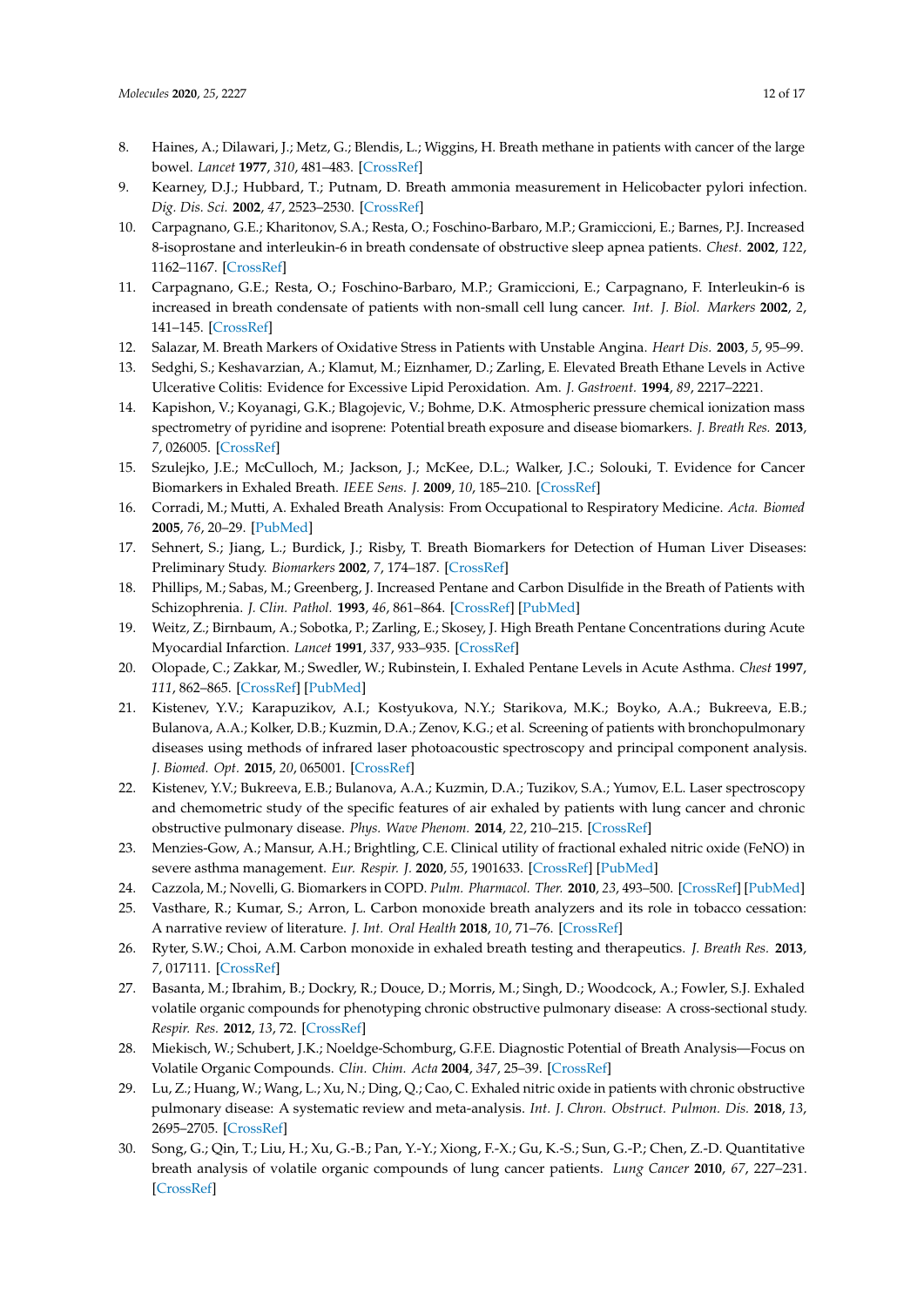8. Haines, A.; Dilawari, J.; Metz, G.; Blendis, L.; Wiggins, H. Breath methane in patients with cancer of the large bowel. *Lancet* **1977**, *310*, 481–483. [CrossRef]
9. Kearney, D.J.; Hubbard, T.; Putnam, D. Breath ammonia measurement in Helicobacter pylori infection. *Dig. Dis. Sci.* **2002**, *47*, 2523–2530. [CrossRef]
10. Carpagnano, G.E.; Kharitonov, S.A.; Resta, O.; Foschino-Barbaro, M.P.; Gramiccioni, E.; Barnes, P.J. Increased 8-isoprostane and interleukin-6 in breath condensate of obstructive sleep apnea patients. *Chest.* **2002**, *122*, 1162–1167. [CrossRef]
11. Carpagnano, G.E.; Resta, O.; Foschino-Barbaro, M.P.; Gramiccioni, E.; Carpagnano, F. Interleukin-6 is increased in breath condensate of patients with non-small cell lung cancer. *Int. J. Biol. Markers* **2002**, *2*, 141–145. [CrossRef]
12. Salazar, M. Breath Markers of Oxidative Stress in Patients with Unstable Angina. *Heart Dis.* **2003**, *5*, 95–99.
13. Sedghi, S.; Keshavarzian, A.; Klamut, M.; Eiznhamer, D.; Zarling, E. Elevated Breath Ethane Levels in Active Ulcerative Colitis: Evidence for Excessive Lipid Peroxidation. Am. *J. Gastroent.* **1994**, *89*, 2217–2221.
14. Kapishon, V.; Koyanagi, G.K.; Blagojevic, V.; Bohme, D.K. Atmospheric pressure chemical ionization mass spectrometry of pyridine and isoprene: Potential breath exposure and disease biomarkers. *J. Breath Res.* **2013**, *7*, 026005. [CrossRef]
15. Szulejko, J.E.; McCulloch, M.; Jackson, J.; McKee, D.L.; Walker, J.C.; Solouki, T. Evidence for Cancer Biomarkers in Exhaled Breath. *IEEE Sens. J.* **2009**, *10*, 185–210. [CrossRef]
16. Corradi, M.; Mutti, A. Exhaled Breath Analysis: From Occupational to Respiratory Medicine. *Acta. Biomed* **2005**, *76*, 20–29. [PubMed]
17. Sehnert, S.; Jiang, L.; Burdick, J.; Risby, T. Breath Biomarkers for Detection of Human Liver Diseases: Preliminary Study. *Biomarkers* **2002**, *7*, 174–187. [CrossRef]
18. Phillips, M.; Sabas, M.; Greenberg, J. Increased Pentane and Carbon Disulfide in the Breath of Patients with Schizophrenia. *J. Clin. Pathol.* **1993**, *46*, 861–864. [CrossRef] [PubMed]
19. Weitz, Z.; Birnbaum, A.; Sobotka, P.; Zarling, E.; Skosey, J. High Breath Pentane Concentrations during Acute Myocardial Infarction. *Lancet* **1991**, *337*, 933–935. [CrossRef]
20. Olopade, C.; Zakkar, M.; Swedler, W.; Rubinstein, I. Exhaled Pentane Levels in Acute Asthma. *Chest* **1997**, *111*, 862–865. [CrossRef] [PubMed]
21. Kistenev, Y.V.; Karapuzikov, A.I.; Kostyukova, N.Y.; Starikova, M.K.; Boyko, A.A.; Bukreeva, E.B.; Bulanova, A.A.; Kolker, D.B.; Kuzmin, D.A.; Zenov, K.G.; et al. Screening of patients with bronchopulmonary diseases using methods of infrared laser photoacoustic spectroscopy and principal component analysis. *J. Biomed. Opt.* **2015**, *20*, 065001. [CrossRef]
22. Kistenev, Y.V.; Bukreeva, E.B.; Bulanova, A.A.; Kuzmin, D.A.; Tuzikov, S.A.; Yumov, E.L. Laser spectroscopy and chemometric study of the specific features of air exhaled by patients with lung cancer and chronic obstructive pulmonary disease. *Phys. Wave Phenom.* **2014**, *22*, 210–215. [CrossRef]
23. Menzies-Gow, A.; Mansur, A.H.; Brightling, C.E. Clinical utility of fractional exhaled nitric oxide (FeNO) in severe asthma management. *Eur. Respir. J.* **2020**, *55*, 1901633. [CrossRef] [PubMed]
24. Cazzola, M.; Novelli, G. Biomarkers in COPD. *Pulm. Pharmacol. Ther.* **2010**, *23*, 493–500. [CrossRef] [PubMed]
25. Vasthare, R.; Kumar, S.; Arron, L. Carbon monoxide breath analyzers and its role in tobacco cessation: A narrative review of literature. *J. Int. Oral Health* **2018**, *10*, 71–76. [CrossRef]
26. Ryter, S.W.; Choi, A.M. Carbon monoxide in exhaled breath testing and therapeutics. *J. Breath Res.* **2013**, *7*, 017111. [CrossRef]
27. Basanta, M.; Ibrahim, B.; Dockry, R.; Douce, D.; Morris, M.; Singh, D.; Woodcock, A.; Fowler, S.J. Exhaled volatile organic compounds for phenotyping chronic obstructive pulmonary disease: A cross-sectional study. *Respir. Res.* **2012**, *13*, 72. [CrossRef]
28. Miekisch, W.; Schubert, J.K.; Noeldge-Schomburg, G.F.E. Diagnostic Potential of Breath Analysis—Focus on Volatile Organic Compounds. *Clin. Chim. Acta* **2004**, *347*, 25–39. [CrossRef]
29. Lu, Z.; Huang, W.; Wang, L.; Xu, N.; Ding, Q.; Cao, C. Exhaled nitric oxide in patients with chronic obstructive pulmonary disease: A systematic review and meta-analysis. *Int. J. Chron. Obstruct. Pulmon. Dis.* **2018**, *13*, 2695–2705. [CrossRef]
30. Song, G.; Qin, T.; Liu, H.; Xu, G.-B.; Pan, Y.-Y.; Xiong, F.-X.; Gu, K.-S.; Sun, G.-P.; Chen, Z.-D. Quantitative breath analysis of volatile organic compounds of lung cancer patients. *Lung Cancer* **2010**, *67*, 227–231. [CrossRef]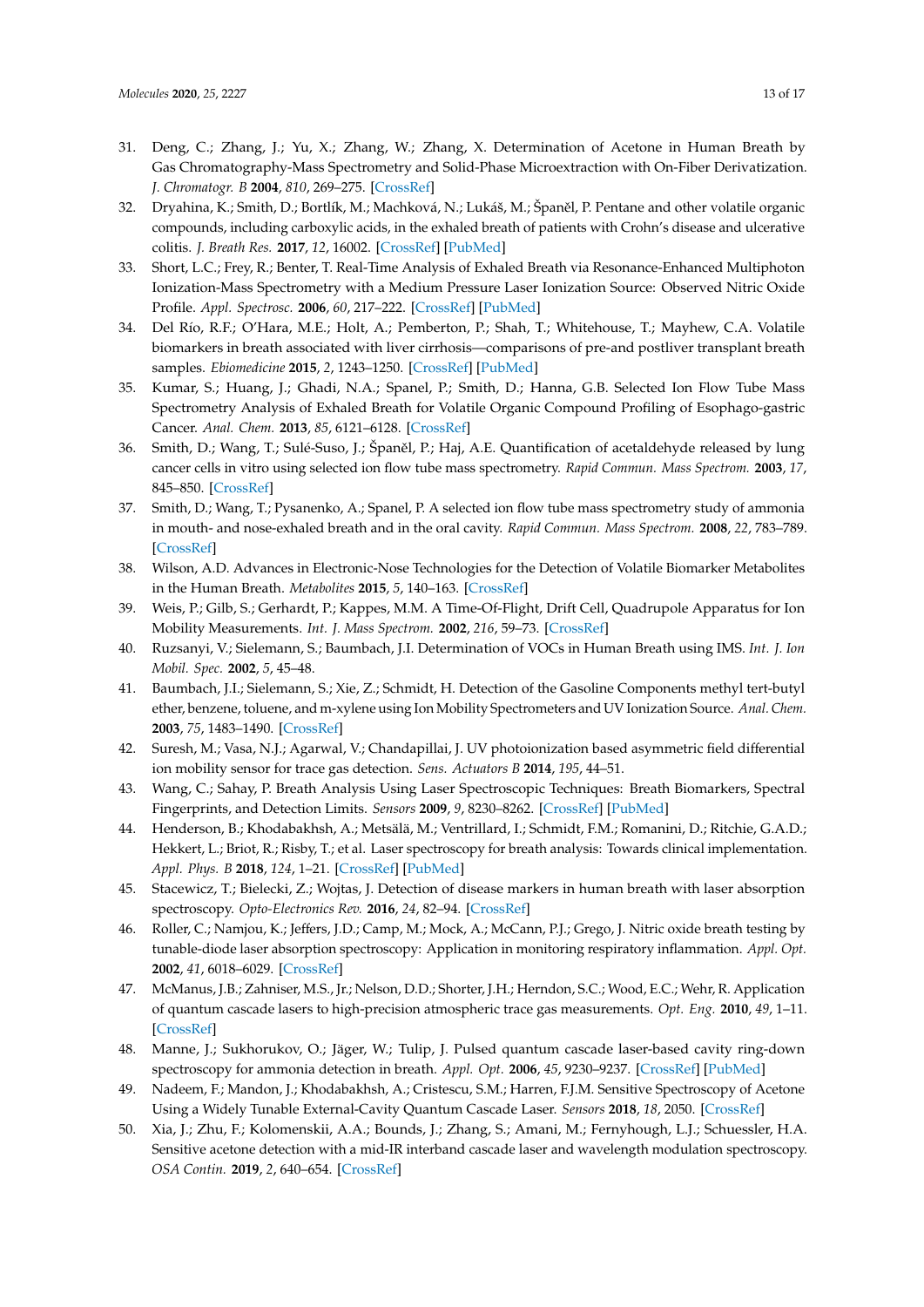31. Deng, C.; Zhang, J.; Yu, X.; Zhang, W.; Zhang, X. Determination of Acetone in Human Breath by Gas Chromatography-Mass Spectrometry and Solid-Phase Microextraction with On-Fiber Derivatization. *J. Chromatogr. B* **2004**, *810*, 269–275. [CrossRef]
32. Dryahina, K.; Smith, D.; Bortlík, M.; Machková, N.; Lukáš, M.; Španěl, P. Pentane and other volatile organic compounds, including carboxylic acids, in the exhaled breath of patients with Crohn's disease and ulcerative colitis. *J. Breath Res.* **2017**, *12*, 16002. [CrossRef] [PubMed]
33. Short, L.C.; Frey, R.; Benter, T. Real-Time Analysis of Exhaled Breath via Resonance-Enhanced Multiphoton Ionization-Mass Spectrometry with a Medium Pressure Laser Ionization Source: Observed Nitric Oxide Profile. *Appl. Spectrosc.* **2006**, *60*, 217–222. [CrossRef] [PubMed]
34. Del Río, R.F.; O'Hara, M.E.; Holt, A.; Pemberton, P.; Shah, T.; Whitehouse, T.; Mayhew, C.A. Volatile biomarkers in breath associated with liver cirrhosis—comparisons of pre-and postliver transplant breath samples. *Ebiomedicine* **2015**, *2*, 1243–1250. [CrossRef] [PubMed]
35. Kumar, S.; Huang, J.; Ghadi, N.A.; Spanel, P.; Smith, D.; Hanna, G.B. Selected Ion Flow Tube Mass Spectrometry Analysis of Exhaled Breath for Volatile Organic Compound Profiling of Esophago-gastric Cancer. *Anal. Chem.* **2013**, *85*, 6121–6128. [CrossRef]
36. Smith, D.; Wang, T.; Sulé-Suso, J.; Španěl, P.; Haj, A.E. Quantification of acetaldehyde released by lung cancer cells in vitro using selected ion flow tube mass spectrometry. *Rapid Commun. Mass Spectrom.* **2003**, *17*, 845–850. [CrossRef]
37. Smith, D.; Wang, T.; Pysanenko, A.; Spanel, P. A selected ion flow tube mass spectrometry study of ammonia in mouth- and nose-exhaled breath and in the oral cavity. *Rapid Commun. Mass Spectrom.* **2008**, *22*, 783–789. [CrossRef]
38. Wilson, A.D. Advances in Electronic-Nose Technologies for the Detection of Volatile Biomarker Metabolites in the Human Breath. *Metabolites* **2015**, *5*, 140–163. [CrossRef]
39. Weis, P.; Gilb, S.; Gerhardt, P.; Kappes, M.M. A Time-Of-Flight, Drift Cell, Quadrupole Apparatus for Ion Mobility Measurements. *Int. J. Mass Spectrom.* **2002**, *216*, 59–73. [CrossRef]
40. Ruzsanyi, V.; Sielemann, S.; Baumbach, J.I. Determination of VOCs in Human Breath using IMS. *Int. J. Ion Mobil. Spec.* **2002**, *5*, 45–48.
41. Baumbach, J.I.; Sielemann, S.; Xie, Z.; Schmidt, H. Detection of the Gasoline Components methyl tert-butyl ether, benzene, toluene, and m-xylene using Ion Mobility Spectrometers and UV Ionization Source. *Anal. Chem.* **2003**, *75*, 1483–1490. [CrossRef]
42. Suresh, M.; Vasa, N.J.; Agarwal, V.; Chandapillai, J. UV photoionization based asymmetric field differential ion mobility sensor for trace gas detection. *Sens. Actuators B* **2014**, *195*, 44–51.
43. Wang, C.; Sahay, P. Breath Analysis Using Laser Spectroscopic Techniques: Breath Biomarkers, Spectral Fingerprints, and Detection Limits. *Sensors* **2009**, *9*, 8230–8262. [CrossRef] [PubMed]
44. Henderson, B.; Khodabakhsh, A.; Metsälä, M.; Ventrillard, I.; Schmidt, F.M.; Romanini, D.; Ritchie, G.A.D.; Hekkert, L.; Briot, R.; Risby, T.; et al. Laser spectroscopy for breath analysis: Towards clinical implementation. *Appl. Phys. B* **2018**, *124*, 1–21. [CrossRef] [PubMed]
45. Stacewicz, T.; Bielecki, Z.; Wojtas, J. Detection of disease markers in human breath with laser absorption spectroscopy. *Opto-Electronics Rev.* **2016**, *24*, 82–94. [CrossRef]
46. Roller, C.; Namjou, K.; Jeffers, J.D.; Camp, M.; Mock, A.; McCann, P.J.; Grego, J. Nitric oxide breath testing by tunable-diode laser absorption spectroscopy: Application in monitoring respiratory inflammation. *Appl. Opt.* **2002**, *41*, 6018–6029. [CrossRef]
47. McManus, J.B.; Zahniser, M.S., Jr.; Nelson, D.D.; Shorter, J.H.; Herndon, S.C.; Wood, E.C.; Wehr, R. Application of quantum cascade lasers to high-precision atmospheric trace gas measurements. *Opt. Eng.* **2010**, *49*, 1–11. [CrossRef]
48. Manne, J.; Sukhorukov, O.; Jäger, W.; Tulip, J. Pulsed quantum cascade laser-based cavity ring-down spectroscopy for ammonia detection in breath. *Appl. Opt.* **2006**, *45*, 9230–9237. [CrossRef] [PubMed]
49. Nadeem, F.; Mandon, J.; Khodabakhsh, A.; Cristescu, S.M.; Harren, F.J.M. Sensitive Spectroscopy of Acetone Using a Widely Tunable External-Cavity Quantum Cascade Laser. *Sensors* **2018**, *18*, 2050. [CrossRef]
50. Xia, J.; Zhu, F.; Kolomenskii, A.A.; Bounds, J.; Zhang, S.; Amani, M.; Fernyhough, L.J.; Schuessler, H.A. Sensitive acetone detection with a mid-IR interband cascade laser and wavelength modulation spectroscopy. *OSA Contin.* **2019**, *2*, 640–654. [CrossRef]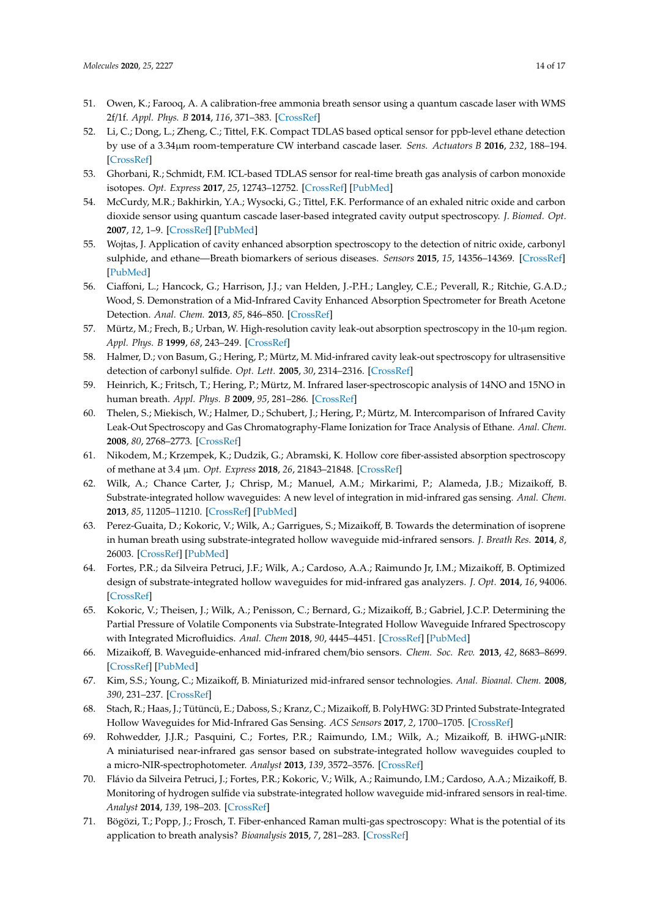51. Owen, K.; Farooq, A. A calibration-free ammonia breath sensor using a quantum cascade laser with WMS 2f/1f. *Appl. Phys. B* **2014**, *116*, 371–383. [CrossRef]
52. Li, C.; Dong, L.; Zheng, C.; Tittel, F.K. Compact TDLAS based optical sensor for ppb-level ethane detection by use of a 3.34μm room-temperature CW interband cascade laser. *Sens. Actuators B* **2016**, *232*, 188–194. [CrossRef]
53. Ghorbani, R.; Schmidt, F.M. ICL-based TDLAS sensor for real-time breath gas analysis of carbon monoxide isotopes. *Opt. Express* **2017**, *25*, 12743–12752. [CrossRef] [PubMed]
54. McCurdy, M.R.; Bakhirkin, Y.A.; Wysocki, G.; Tittel, F.K. Performance of an exhaled nitric oxide and carbon dioxide sensor using quantum cascade laser-based integrated cavity output spectroscopy. *J. Biomed. Opt.* **2007**, *12*, 1–9. [CrossRef] [PubMed]
55. Wojtas, J. Application of cavity enhanced absorption spectroscopy to the detection of nitric oxide, carbonyl sulphide, and ethane—Breath biomarkers of serious diseases. *Sensors* **2015**, *15*, 14356–14369. [CrossRef] [PubMed]
56. Ciaffoni, L.; Hancock, G.; Harrison, J.J.; van Helden, J.-P.H.; Langley, C.E.; Peverall, R.; Ritchie, G.A.D.; Wood, S. Demonstration of a Mid-Infrared Cavity Enhanced Absorption Spectrometer for Breath Acetone Detection. *Anal. Chem.* **2013**, *85*, 846–850. [CrossRef]
57. Mürtz, M.; Frech, B.; Urban, W. High-resolution cavity leak-out absorption spectroscopy in the 10-μm region. *Appl. Phys. B* **1999**, *68*, 243–249. [CrossRef]
58. Halmer, D.; von Basum, G.; Hering, P.; Mürtz, M. Mid-infrared cavity leak-out spectroscopy for ultrasensitive detection of carbonyl sulfide. *Opt. Lett.* **2005**, *30*, 2314–2316. [CrossRef]
59. Heinrich, K.; Fritsch, T.; Hering, P.; Mürtz, M. Infrared laser-spectroscopic analysis of 14NO and 15NO in human breath. *Appl. Phys. B* **2009**, *95*, 281–286. [CrossRef]
60. Thelen, S.; Miekisch, W.; Halmer, D.; Schubert, J.; Hering, P.; Mürtz, M. Intercomparison of Infrared Cavity Leak-Out Spectroscopy and Gas Chromatography-Flame Ionization for Trace Analysis of Ethane. *Anal. Chem.* **2008**, *80*, 2768–2773. [CrossRef]
61. Nikodem, M.; Krzempek, K.; Dudzik, G.; Abramski, K. Hollow core fiber-assisted absorption spectroscopy of methane at 3.4 μm. *Opt. Express* **2018**, *26*, 21843–21848. [CrossRef]
62. Wilk, A.; Chance Carter, J.; Chrisp, M.; Manuel, A.M.; Mirkarimi, P.; Alameda, J.B.; Mizaikoff, B. Substrate-integrated hollow waveguides: A new level of integration in mid-infrared gas sensing. *Anal. Chem.* **2013**, *85*, 11205–11210. [CrossRef] [PubMed]
63. Perez-Guaita, D.; Kokoric, V.; Wilk, A.; Garrigues, S.; Mizaikoff, B. Towards the determination of isoprene in human breath using substrate-integrated hollow waveguide mid-infrared sensors. *J. Breath Res.* **2014**, *8*, 26003. [CrossRef] [PubMed]
64. Fortes, P.R.; da Silveira Petruci, J.F.; Wilk, A.; Cardoso, A.A.; Raimundo Jr, I.M.; Mizaikoff, B. Optimized design of substrate-integrated hollow waveguides for mid-infrared gas analyzers. *J. Opt.* **2014**, *16*, 94006. [CrossRef]
65. Kokoric, V.; Theisen, J.; Wilk, A.; Penisson, C.; Bernard, G.; Mizaikoff, B.; Gabriel, J.C.P. Determining the Partial Pressure of Volatile Components via Substrate-Integrated Hollow Waveguide Infrared Spectroscopy with Integrated Microfluidics. *Anal. Chem* **2018**, *90*, 4445–4451. [CrossRef] [PubMed]
66. Mizaikoff, B. Waveguide-enhanced mid-infrared chem/bio sensors. *Chem. Soc. Rev.* **2013**, *42*, 8683–8699. [CrossRef] [PubMed]
67. Kim, S.S.; Young, C.; Mizaikoff, B. Miniaturized mid-infrared sensor technologies. *Anal. Bioanal. Chem.* **2008**, *390*, 231–237. [CrossRef]
68. Stach, R.; Haas, J.; Tütüncü, E.; Daboss, S.; Kranz, C.; Mizaikoff, B. PolyHWG: 3D Printed Substrate-Integrated Hollow Waveguides for Mid-Infrared Gas Sensing. *ACS Sensors* **2017**, *2*, 1700–1705. [CrossRef]
69. Rohwedder, J.J.R.; Pasquini, C.; Fortes, P.R.; Raimundo, I.M.; Wilk, A.; Mizaikoff, B. iHWG-μNIR: A miniaturised near-infrared gas sensor based on substrate-integrated hollow waveguides coupled to a micro-NIR-spectrophotometer. *Analyst* **2013**, *139*, 3572–3576. [CrossRef]
70. Flávio da Silveira Petruci, J.; Fortes, P.R.; Kokoric, V.; Wilk, A.; Raimundo, I.M.; Cardoso, A.A.; Mizaikoff, B. Monitoring of hydrogen sulfide via substrate-integrated hollow waveguide mid-infrared sensors in real-time. *Analyst* **2014**, *139*, 198–203. [CrossRef]
71. Bögözi, T.; Popp, J.; Frosch, T. Fiber-enhanced Raman multi-gas spectroscopy: What is the potential of its application to breath analysis? *Bioanalysis* **2015**, *7*, 281–283. [CrossRef]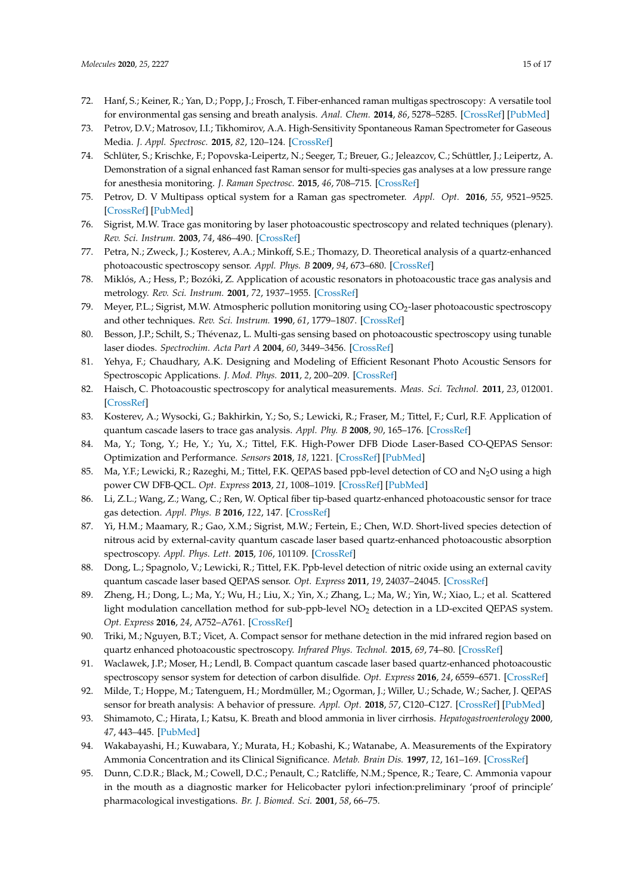72. Hanf, S.; Keiner, R.; Yan, D.; Popp, J.; Frosch, T. Fiber-enhanced raman multigas spectroscopy: A versatile tool for environmental gas sensing and breath analysis. *Anal. Chem.* **2014**, *86*, 5278–5285. [CrossRef] [PubMed]
73. Petrov, D.V.; Matrosov, I.I.; Tikhomirov, A.A. High-Sensitivity Spontaneous Raman Spectrometer for Gaseous Media. *J. Appl. Spectrosc.* **2015**, *82*, 120–124. [CrossRef]
74. Schlüter, S.; Krischke, F.; Popovska-Leipertz, N.; Seeger, T.; Breuer, G.; Jeleazcov, C.; Schüttler, J.; Leipertz, A. Demonstration of a signal enhanced fast Raman sensor for multi-species gas analyses at a low pressure range for anesthesia monitoring. *J. Raman Spectrosc.* **2015**, *46*, 708–715. [CrossRef]
75. Petrov, D. V Multipass optical system for a Raman gas spectrometer. *Appl. Opt.* **2016**, *55*, 9521–9525. [CrossRef] [PubMed]
76. Sigrist, M.W. Trace gas monitoring by laser photoacoustic spectroscopy and related techniques (plenary). *Rev. Sci. Instrum.* **2003**, *74*, 486–490. [CrossRef]
77. Petra, N.; Zweck, J.; Kosterev, A.A.; Minkoff, S.E.; Thomazy, D. Theoretical analysis of a quartz-enhanced photoacoustic spectroscopy sensor. *Appl. Phys. B* **2009**, *94*, 673–680. [CrossRef]
78. Miklós, A.; Hess, P.; Bozóki, Z. Application of acoustic resonators in photoacoustic trace gas analysis and metrology. *Rev. Sci. Instrum.* **2001**, *72*, 1937–1955. [CrossRef]
79. Meyer, P.L.; Sigrist, M.W. Atmospheric pollution monitoring using $CO_2$-laser photoacoustic spectroscopy and other techniques. *Rev. Sci. Instrum.* **1990**, *61*, 1779–1807. [CrossRef]
80. Besson, J.P.; Schilt, S.; Thévenaz, L. Multi-gas sensing based on photoacoustic spectroscopy using tunable laser diodes. *Spectrochim. Acta Part A* **2004**, *60*, 3449–3456. [CrossRef]
81. Yehya, F.; Chaudhary, A.K. Designing and Modeling of Efficient Resonant Photo Acoustic Sensors for Spectroscopic Applications. *J. Mod. Phys.* **2011**, *2*, 200–209. [CrossRef]
82. Haisch, C. Photoacoustic spectroscopy for analytical measurements. *Meas. Sci. Technol.* **2011**, *23*, 012001. [CrossRef]
83. Kosterev, A.; Wysocki, G.; Bakhirkin, Y.; So, S.; Lewicki, R.; Fraser, M.; Tittel, F.; Curl, R.F. Application of quantum cascade lasers to trace gas analysis. *Appl. Phy. B* **2008**, *90*, 165–176. [CrossRef]
84. Ma, Y.; Tong, Y.; He, Y.; Yu, X.; Tittel, F.K. High-Power DFB Diode Laser-Based CO-QEPAS Sensor: Optimization and Performance. *Sensors* **2018**, *18*, 1221. [CrossRef] [PubMed]
85. Ma, Y.F.; Lewicki, R.; Razeghi, M.; Tittel, F.K. QEPAS based ppb-level detection of CO and $N_2O$ using a high power CW DFB-QCL. *Opt. Express* **2013**, *21*, 1008–1019. [CrossRef] [PubMed]
86. Li, Z.L.; Wang, Z.; Wang, C.; Ren, W. Optical fiber tip-based quartz-enhanced photoacoustic sensor for trace gas detection. *Appl. Phys. B* **2016**, *122*, 147. [CrossRef]
87. Yi, H.M.; Maamary, R.; Gao, X.M.; Sigrist, M.W.; Fertein, E.; Chen, W.D. Short-lived species detection of nitrous acid by external-cavity quantum cascade laser based quartz-enhanced photoacoustic absorption spectroscopy. *Appl. Phys. Lett.* **2015**, *106*, 101109. [CrossRef]
88. Dong, L.; Spagnolo, V.; Lewicki, R.; Tittel, F.K. Ppb-level detection of nitric oxide using an external cavity quantum cascade laser based QEPAS sensor. *Opt. Express* **2011**, *19*, 24037–24045. [CrossRef]
89. Zheng, H.; Dong, L.; Ma, Y.; Wu, H.; Liu, X.; Yin, X.; Zhang, L.; Ma, W.; Yin, W.; Xiao, L.; et al. Scattered light modulation cancellation method for sub-ppb-level $NO_2$ detection in a LD-excited QEPAS system. *Opt. Express* **2016**, *24*, A752–A761. [CrossRef]
90. Triki, M.; Nguyen, B.T.; Vicet, A. Compact sensor for methane detection in the mid infrared region based on quartz enhanced photoacoustic spectroscopy. *Infrared Phys. Technol.* **2015**, *69*, 74–80. [CrossRef]
91. Waclawek, J.P.; Moser, H.; Lendl, B. Compact quantum cascade laser based quartz-enhanced photoacoustic spectroscopy sensor system for detection of carbon disulfide. *Opt. Express* **2016**, *24*, 6559–6571. [CrossRef]
92. Milde, T.; Hoppe, M.; Tatenguem, H.; Mordmüller, M.; Ogorman, J.; Willer, U.; Schade, W.; Sacher, J. QEPAS sensor for breath analysis: A behavior of pressure. *Appl. Opt.* **2018**, *57*, C120–C127. [CrossRef] [PubMed]
93. Shimamoto, C.; Hirata, I.; Katsu, K. Breath and blood ammonia in liver cirrhosis. *Hepatogastroenterology* **2000**, *47*, 443–445. [PubMed]
94. Wakabayashi, H.; Kuwabara, Y.; Murata, H.; Kobashi, K.; Watanabe, A. Measurements of the Expiratory Ammonia Concentration and its Clinical Significance. *Metab. Brain Dis.* **1997**, *12*, 161–169. [CrossRef]
95. Dunn, C.D.R.; Black, M.; Cowell, D.C.; Penault, C.; Ratcliffe, N.M.; Spence, R.; Teare, C. Ammonia vapour in the mouth as a diagnostic marker for Helicobacter pylori infection:preliminary 'proof of principle' pharmacological investigations. *Br. J. Biomed. Sci.* **2001**, *58*, 66–75.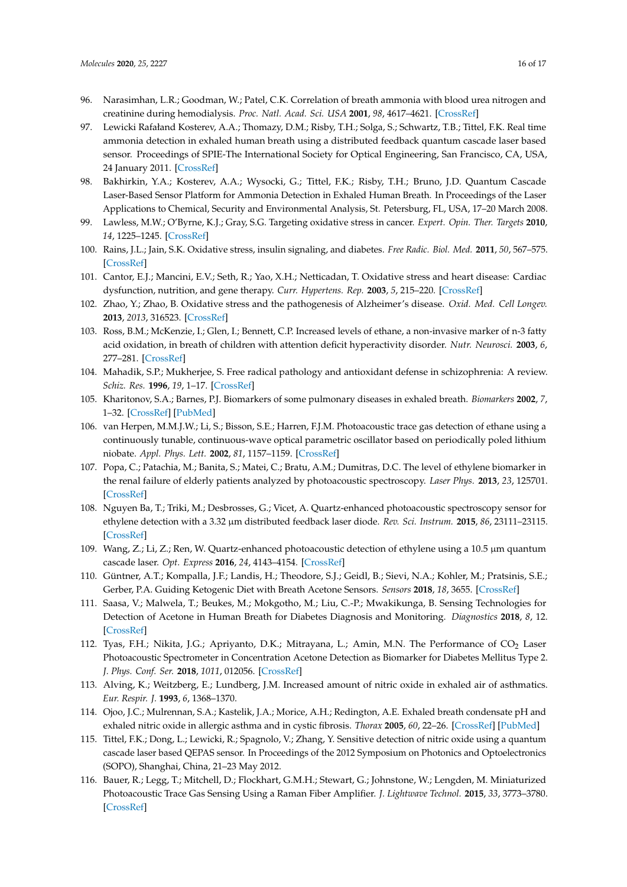96. Narasimhan, L.R.; Goodman, W.; Patel, C.K. Correlation of breath ammonia with blood urea nitrogen and creatinine during hemodialysis. *Proc. Natl. Acad. Sci. USA* **2001**, *98*, 4617–4621. [CrossRef]
97. Lewicki Rafałand Kosterev, A.A.; Thomazy, D.M.; Risby, T.H.; Solga, S.; Schwartz, T.B.; Tittel, F.K. Real time ammonia detection in exhaled human breath using a distributed feedback quantum cascade laser based sensor. Proceedings of SPIE-The International Society for Optical Engineering, San Francisco, CA, USA, 24 January 2011. [CrossRef]
98. Bakhirkin, Y.A.; Kosterev, A.A.; Wysocki, G.; Tittel, F.K.; Risby, T.H.; Bruno, J.D. Quantum Cascade Laser-Based Sensor Platform for Ammonia Detection in Exhaled Human Breath. In Proceedings of the Laser Applications to Chemical, Security and Environmental Analysis, St. Petersburg, FL, USA, 17–20 March 2008.
99. Lawless, M.W.; O'Byrne, K.J.; Gray, S.G. Targeting oxidative stress in cancer. *Expert. Opin. Ther. Targets* **2010**, *14*, 1225–1245. [CrossRef]
100. Rains, J.L.; Jain, S.K. Oxidative stress, insulin signaling, and diabetes. *Free Radic. Biol. Med.* **2011**, *50*, 567–575. [CrossRef]
101. Cantor, E.J.; Mancini, E.V.; Seth, R.; Yao, X.H.; Netticadan, T. Oxidative stress and heart disease: Cardiac dysfunction, nutrition, and gene therapy. *Curr. Hypertens. Rep.* **2003**, *5*, 215–220. [CrossRef]
102. Zhao, Y.; Zhao, B. Oxidative stress and the pathogenesis of Alzheimer's disease. *Oxid. Med. Cell Longev.* **2013**, *2013*, 316523. [CrossRef]
103. Ross, B.M.; McKenzie, I.; Glen, I.; Bennett, C.P. Increased levels of ethane, a non-invasive marker of n-3 fatty acid oxidation, in breath of children with attention deficit hyperactivity disorder. *Nutr. Neurosci.* **2003**, *6*, 277–281. [CrossRef]
104. Mahadik, S.P.; Mukherjee, S. Free radical pathology and antioxidant defense in schizophrenia: A review. *Schiz. Res.* **1996**, *19*, 1–17. [CrossRef]
105. Kharitonov, S.A.; Barnes, P.J. Biomarkers of some pulmonary diseases in exhaled breath. *Biomarkers* **2002**, *7*, 1–32. [CrossRef] [PubMed]
106. van Herpen, M.M.J.W.; Li, S.; Bisson, S.E.; Harren, F.J.M. Photoacoustic trace gas detection of ethane using a continuously tunable, continuous-wave optical parametric oscillator based on periodically poled lithium niobate. *Appl. Phys. Lett.* **2002**, *81*, 1157–1159. [CrossRef]
107. Popa, C.; Patachia, M.; Banita, S.; Matei, C.; Bratu, A.M.; Dumitras, D.C. The level of ethylene biomarker in the renal failure of elderly patients analyzed by photoacoustic spectroscopy. *Laser Phys.* **2013**, *23*, 125701. [CrossRef]
108. Nguyen Ba, T.; Triki, M.; Desbrosses, G.; Vicet, A. Quartz-enhanced photoacoustic spectroscopy sensor for ethylene detection with a 3.32 µm distributed feedback laser diode. *Rev. Sci. Instrum.* **2015**, *86*, 23111–23115. [CrossRef]
109. Wang, Z.; Li, Z.; Ren, W. Quartz-enhanced photoacoustic detection of ethylene using a 10.5 µm quantum cascade laser. *Opt. Express* **2016**, *24*, 4143–4154. [CrossRef]
110. Güntner, A.T.; Kompalla, J.F.; Landis, H.; Theodore, S.J.; Geidl, B.; Sievi, N.A.; Kohler, M.; Pratsinis, S.E.; Gerber, P.A. Guiding Ketogenic Diet with Breath Acetone Sensors. *Sensors* **2018**, *18*, 3655. [CrossRef]
111. Saasa, V.; Malwela, T.; Beukes, M.; Mokgotho, M.; Liu, C.-P.; Mwakikunga, B. Sensing Technologies for Detection of Acetone in Human Breath for Diabetes Diagnosis and Monitoring. *Diagnostics* **2018**, *8*, 12. [CrossRef]
112. Tyas, F.H.; Nikita, J.G.; Apriyanto, D.K.; Mitrayana, L.; Amin, M.N. The Performance of $CO_2$ Laser Photoacoustic Spectrometer in Concentration Acetone Detection as Biomarker for Diabetes Mellitus Type 2. *J. Phys. Conf. Ser.* **2018**, *1011*, 012056. [CrossRef]
113. Alving, K.; Weitzberg, E.; Lundberg, J.M. Increased amount of nitric oxide in exhaled air of asthmatics. *Eur. Respir. J.* **1993**, *6*, 1368–1370.
114. Ojoo, J.C.; Mulrennan, S.A.; Kastelik, J.A.; Morice, A.H.; Redington, A.E. Exhaled breath condensate pH and exhaled nitric oxide in allergic asthma and in cystic fibrosis. *Thorax* **2005**, *60*, 22–26. [CrossRef] [PubMed]
115. Tittel, F.K.; Dong, L.; Lewicki, R.; Spagnolo, V.; Zhang, Y. Sensitive detection of nitric oxide using a quantum cascade laser based QEPAS sensor. In Proceedings of the 2012 Symposium on Photonics and Optoelectronics (SOPO), Shanghai, China, 21–23 May 2012.
116. Bauer, R.; Legg, T.; Mitchell, D.; Flockhart, G.M.H.; Stewart, G.; Johnstone, W.; Lengden, M. Miniaturized Photoacoustic Trace Gas Sensing Using a Raman Fiber Amplifier. *J. Lightwave Technol.* **2015**, *33*, 3773–3780. [CrossRef]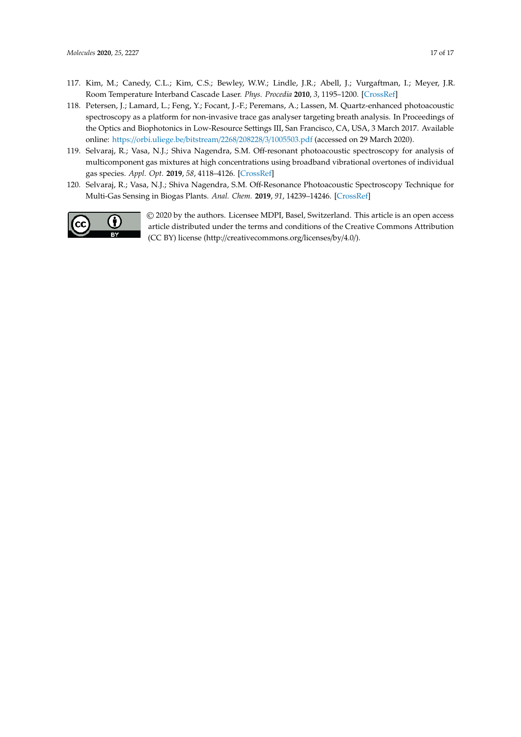117. Kim, M.; Canedy, C.L.; Kim, C.S.; Bewley, W.W.; Lindle, J.R.; Abell, J.; Vurgaftman, I.; Meyer, J.R. Room Temperature Interband Cascade Laser. *Phys. Procedia* **2010**, *3*, 1195–1200. [CrossRef]
118. Petersen, J.; Lamard, L.; Feng, Y.; Focant, J.-F.; Peremans, A.; Lassen, M. Quartz-enhanced photoacoustic spectroscopy as a platform for non-invasive trace gas analyser targeting breath analysis. In Proceedings of the Optics and Biophotonics in Low-Resource Settings III, San Francisco, CA, USA, 3 March 2017. Available online: https://orbi.uliege.be/bitstream/2268/208228/3/1005503.pdf (accessed on 29 March 2020).
119. Selvaraj, R.; Vasa, N.J.; Shiva Nagendra, S.M. Off-resonant photoacoustic spectroscopy for analysis of multicomponent gas mixtures at high concentrations using broadband vibrational overtones of individual gas species. *Appl. Opt.* **2019**, *58*, 4118–4126. [CrossRef]
120. Selvaraj, R.; Vasa, N.J.; Shiva Nagendra, S.M. Off-Resonance Photoacoustic Spectroscopy Technique for Multi-Gas Sensing in Biogas Plants. *Anal. Chem.* **2019**, *91*, 14239–14246. [CrossRef]

© 2020 by the authors. Licensee MDPI, Basel, Switzerland. This article is an open access article distributed under the terms and conditions of the Creative Commons Attribution (CC BY) license (http://creativecommons.org/licenses/by/4.0/).